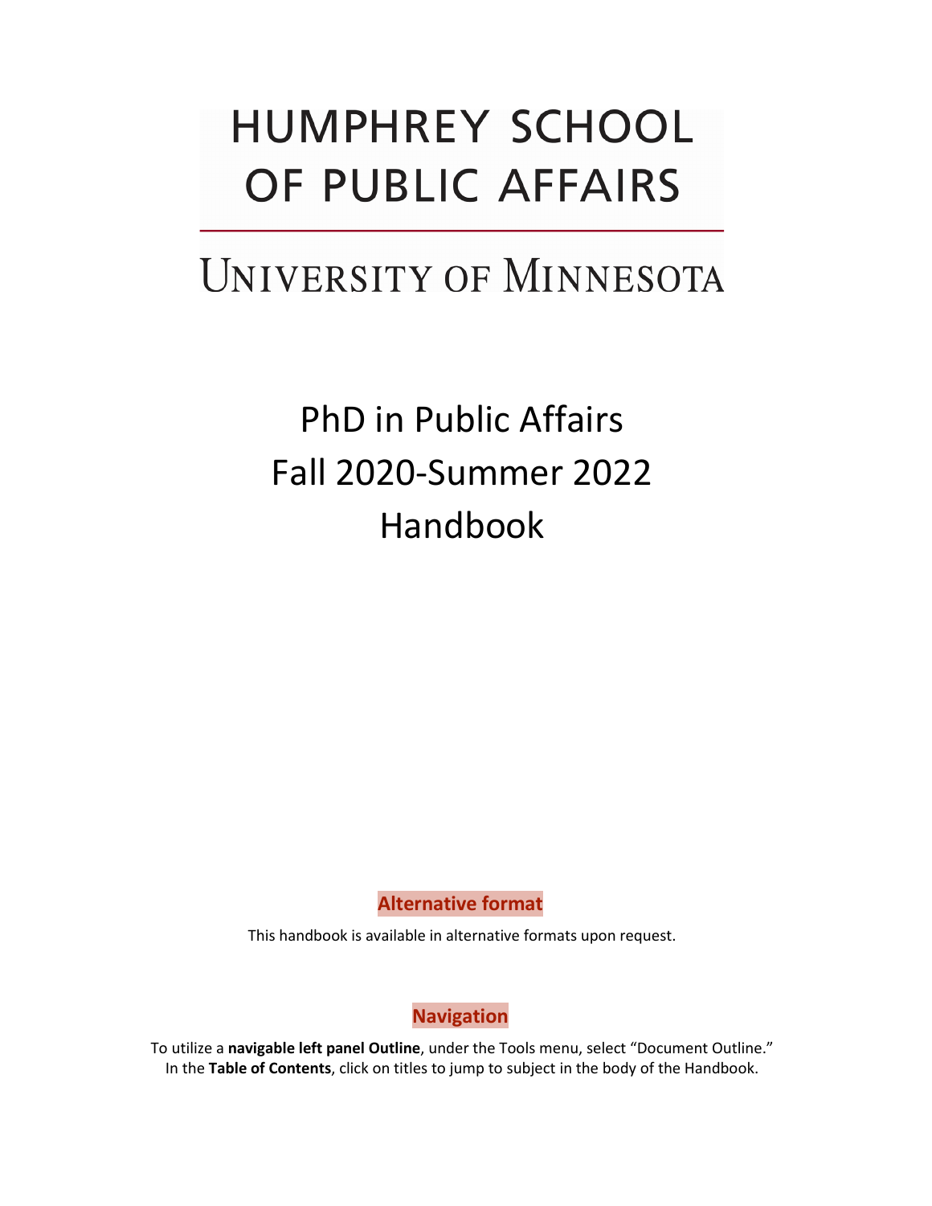# HUMPHREY SCHOOL OF PUBLIC AFFAIRS

## UNIVERSITY OF MINNESOTA

# PhD in Public Affairs Fall 2020-Summer 2022 Handbook

**Alternative format**

This handbook is available in alternative formats upon request.

**Navigation**

To utilize a **navigable left panel Outline**, under the Tools menu, select "Document Outline." In the **Table of Contents**, click on titles to jump to subject in the body of the Handbook.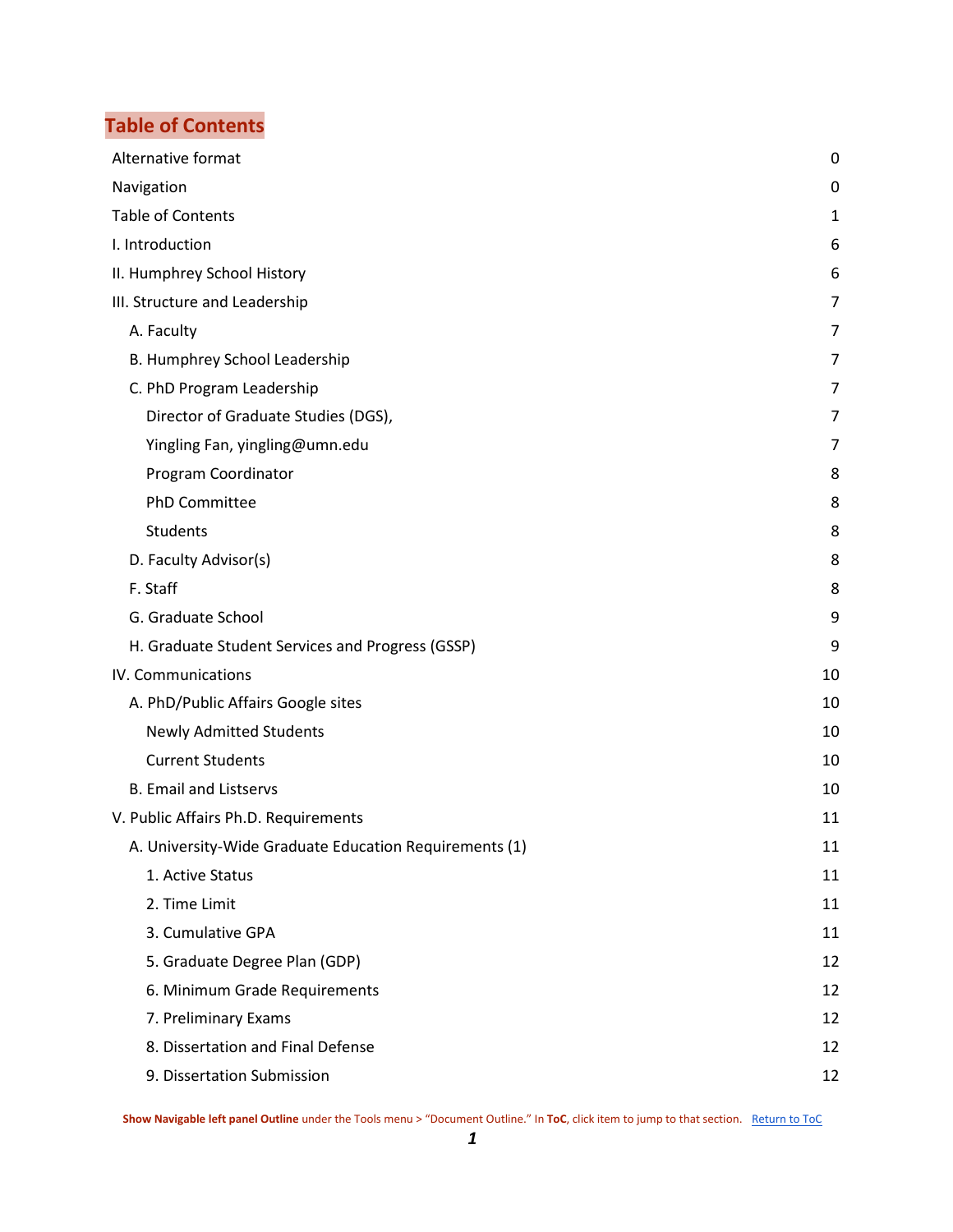## Table of Contents

| | |
|---|---|
| Alternative format | 0 |
| Navigation | 0 |
| Table of Contents | 1 |
| I. Introduction | 6 |
| II. Humphrey School History | 6 |
| III. Structure and Leadership | 7 |
| A. Faculty | 7 |
| B. Humphrey School Leadership | 7 |
| C. PhD Program Leadership | 7 |
| Director of Graduate Studies (DGS), | 7 |
| Yingling Fan, yingling@umn.edu | 7 |
| Program Coordinator | 8 |
| PhD Committee | 8 |
| Students | 8 |
| D. Faculty Advisor(s) | 8 |
| F. Staff | 8 |
| G. Graduate School | 9 |
| H. Graduate Student Services and Progress (GSSP) | 9 |
| IV. Communications | 10 |
| A. PhD/Public Affairs Google sites | 10 |
| Newly Admitted Students | 10 |
| Current Students | 10 |
| B. Email and Listservs | 10 |
| V. Public Affairs Ph.D. Requirements | 11 |
| A. University-Wide Graduate Education Requirements (1) | 11 |
| 1. Active Status | 11 |
| 2. Time Limit | 11 |
| 3. Cumulative GPA | 11 |
| 5. Graduate Degree Plan (GDP) | 12 |
| 6. Minimum Grade Requirements | 12 |
| 7. Preliminary Exams | 12 |
| 8. Dissertation and Final Defense | 12 |
| 9. Dissertation Submission | 12 |

**Show Navigable left panel Outline** under the Tools menu > "Document Outline." In **ToC**, click item to jump to that section. Return to ToC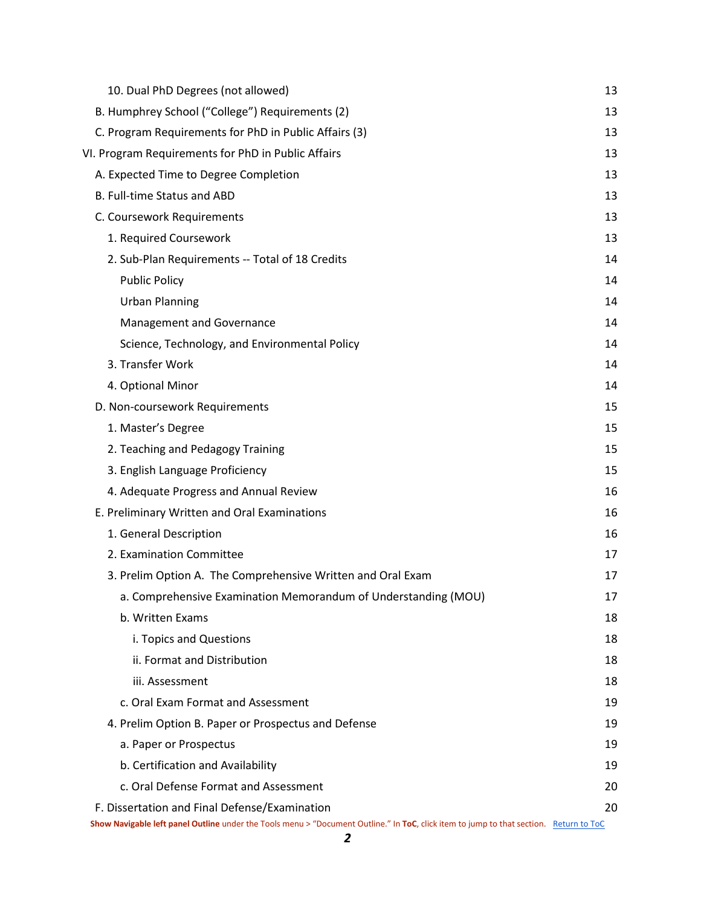| | |
|---|---|
| 10. Dual PhD Degrees (not allowed) | 13 |
| B. Humphrey School ("College") Requirements (2) | 13 |
| C. Program Requirements for PhD in Public Affairs (3) | 13 |
| VI. Program Requirements for PhD in Public Affairs | 13 |
| A. Expected Time to Degree Completion | 13 |
| B. Full-time Status and ABD | 13 |
| C. Coursework Requirements | 13 |
| 1. Required Coursework | 13 |
| 2. Sub-Plan Requirements -- Total of 18 Credits | 14 |
| Public Policy | 14 |
| Urban Planning | 14 |
| Management and Governance | 14 |
| Science, Technology, and Environmental Policy | 14 |
| 3. Transfer Work | 14 |
| 4. Optional Minor | 14 |
| D. Non-coursework Requirements | 15 |
| 1. Master's Degree | 15 |
| 2. Teaching and Pedagogy Training | 15 |
| 3. English Language Proficiency | 15 |
| 4. Adequate Progress and Annual Review | 16 |
| E. Preliminary Written and Oral Examinations | 16 |
| 1. General Description | 16 |
| 2. Examination Committee | 17 |
| 3. Prelim Option A. The Comprehensive Written and Oral Exam | 17 |
| a. Comprehensive Examination Memorandum of Understanding (MOU) | 17 |
| b. Written Exams | 18 |
| i. Topics and Questions | 18 |
| ii. Format and Distribution | 18 |
| iii. Assessment | 18 |
| c. Oral Exam Format and Assessment | 19 |
| 4. Prelim Option B. Paper or Prospectus and Defense | 19 |
| a. Paper or Prospectus | 19 |
| b. Certification and Availability | 19 |
| c. Oral Defense Format and Assessment | 20 |
| F. Dissertation and Final Defense/Examination | 20 |

**Show Navigable left panel Outline** under the Tools menu > "Document Outline." In **ToC**, click item to jump to that section. Return to ToC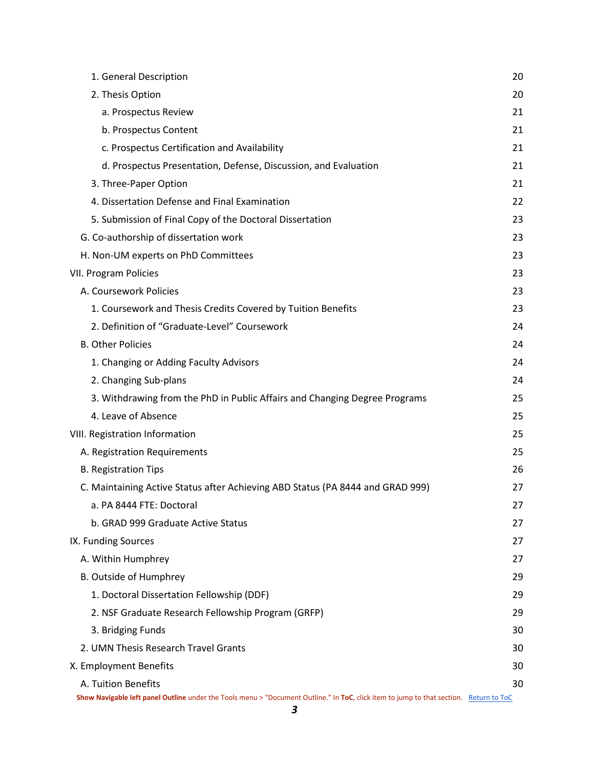| | |
|---|---|
| 1. General Description | 20 |
| 2. Thesis Option | 20 |
| a. Prospectus Review | 21 |
| b. Prospectus Content | 21 |
| c. Prospectus Certification and Availability | 21 |
| d. Prospectus Presentation, Defense, Discussion, and Evaluation | 21 |
| 3. Three-Paper Option | 21 |
| 4. Dissertation Defense and Final Examination | 22 |
| 5. Submission of Final Copy of the Doctoral Dissertation | 23 |
| G. Co-authorship of dissertation work | 23 |
| H. Non-UM experts on PhD Committees | 23 |
| VII. Program Policies | 23 |
| A. Coursework Policies | 23 |
| 1. Coursework and Thesis Credits Covered by Tuition Benefits | 23 |
| 2. Definition of “Graduate-Level” Coursework | 24 |
| B. Other Policies | 24 |
| 1. Changing or Adding Faculty Advisors | 24 |
| 2. Changing Sub-plans | 24 |
| 3. Withdrawing from the PhD in Public Affairs and Changing Degree Programs | 25 |
| 4. Leave of Absence | 25 |
| VIII. Registration Information | 25 |
| A. Registration Requirements | 25 |
| B. Registration Tips | 26 |
| C. Maintaining Active Status after Achieving ABD Status (PA 8444 and GRAD 999) | 27 |
| a. PA 8444 FTE: Doctoral | 27 |
| b. GRAD 999 Graduate Active Status | 27 |
| IX. Funding Sources | 27 |
| A. Within Humphrey | 27 |
| B. Outside of Humphrey | 29 |
| 1. Doctoral Dissertation Fellowship (DDF) | 29 |
| 2. NSF Graduate Research Fellowship Program (GRFP) | 29 |
| 3. Bridging Funds | 30 |
| 2. UMN Thesis Research Travel Grants | 30 |
| X. Employment Benefits | 30 |
| A. Tuition Benefits | 30 |

**Show Navigable left panel Outline** under the Tools menu > “Document Outline.” In **ToC**, click item to jump to that section. Return to ToC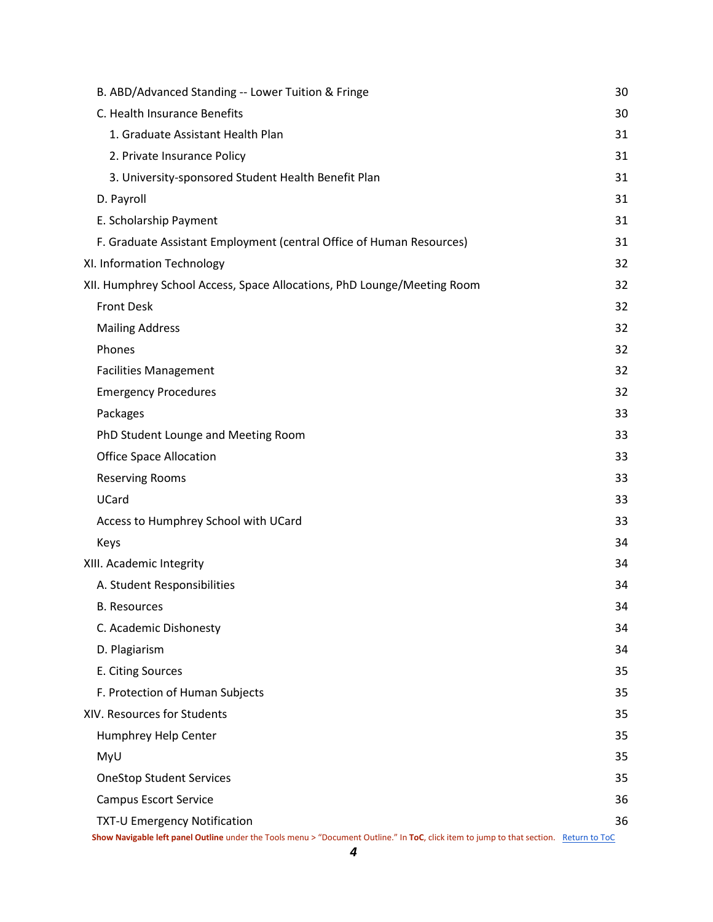B. ABD/Advanced Standing -- Lower Tuition & Fringe 30

C. Health Insurance Benefits 30

1. Graduate Assistant Health Plan 31

2. Private Insurance Policy 31

3. University-sponsored Student Health Benefit Plan 31

D. Payroll 31

E. Scholarship Payment 31

F. Graduate Assistant Employment (central Office of Human Resources) 31

XI. Information Technology 32

XII. Humphrey School Access, Space Allocations, PhD Lounge/Meeting Room 32

Front Desk 32

Mailing Address 32

Phones 32

Facilities Management 32

Emergency Procedures 32

Packages 33

PhD Student Lounge and Meeting Room 33

Office Space Allocation 33

Reserving Rooms 33

UCard 33

Access to Humphrey School with UCard 33

Keys 34

XIII. Academic Integrity 34

A. Student Responsibilities 34

B. Resources 34

C. Academic Dishonesty 34

D. Plagiarism 34

E. Citing Sources 35

F. Protection of Human Subjects 35

XIV. Resources for Students 35

Humphrey Help Center 35

MyU 35

OneStop Student Services 35

Campus Escort Service 36

TXT-U Emergency Notification 36

**Show Navigable left panel Outline** under the Tools menu > "Document Outline." In **ToC**, click item to jump to that section. Return to ToC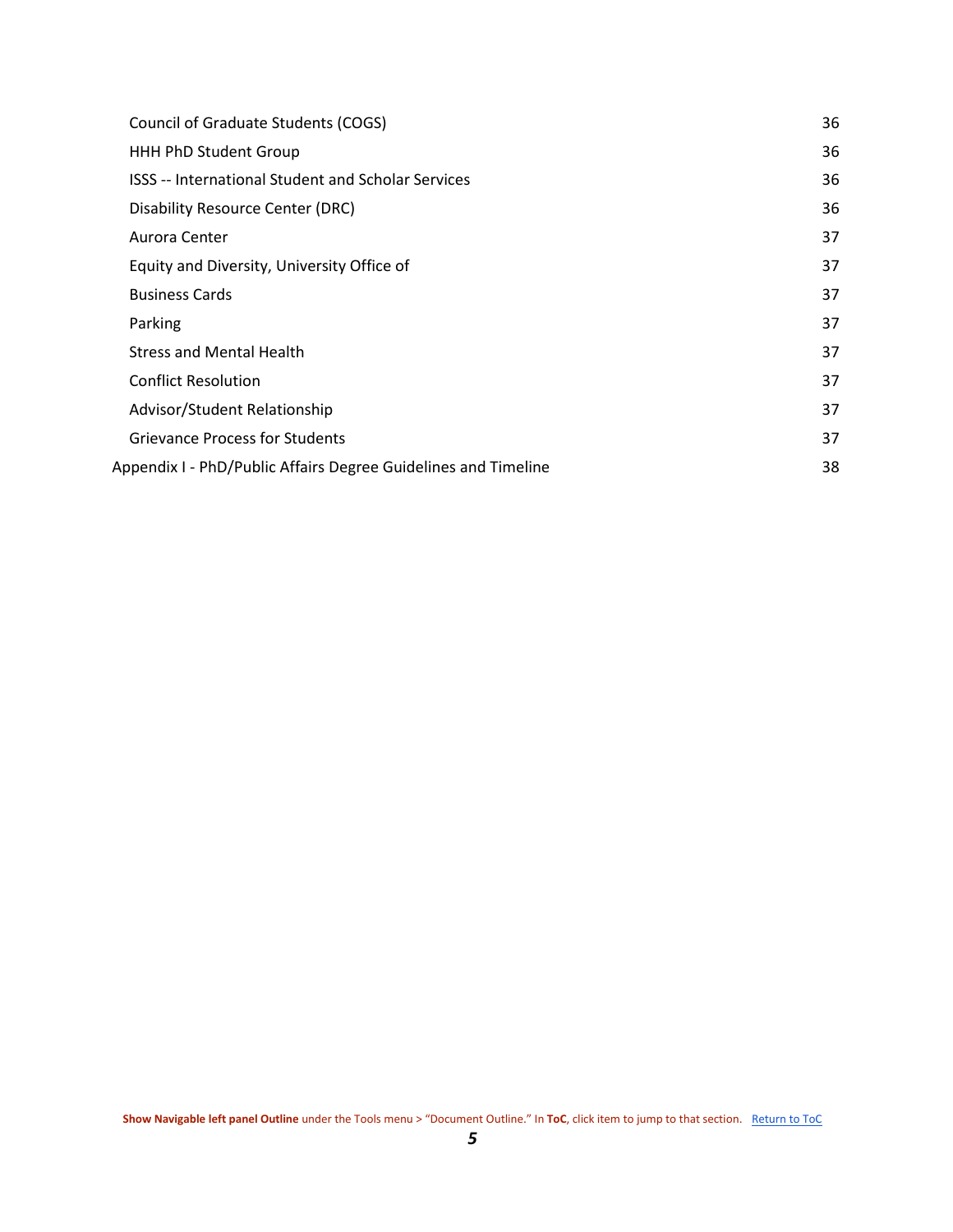| | |
|---|---|
| Council of Graduate Students (COGS) | 36 |
| HHH PhD Student Group | 36 |
| ISSS -- International Student and Scholar Services | 36 |
| Disability Resource Center (DRC) | 36 |
| Aurora Center | 37 |
| Equity and Diversity, University Office of | 37 |
| Business Cards | 37 |
| Parking | 37 |
| Stress and Mental Health | 37 |
| Conflict Resolution | 37 |
| Advisor/Student Relationship | 37 |
| Grievance Process for Students | 37 |
| Appendix I - PhD/Public Affairs Degree Guidelines and Timeline | 38 |

**Show Navigable left panel Outline** under the Tools menu > "Document Outline." In **ToC**, click item to jump to that section. Return to ToC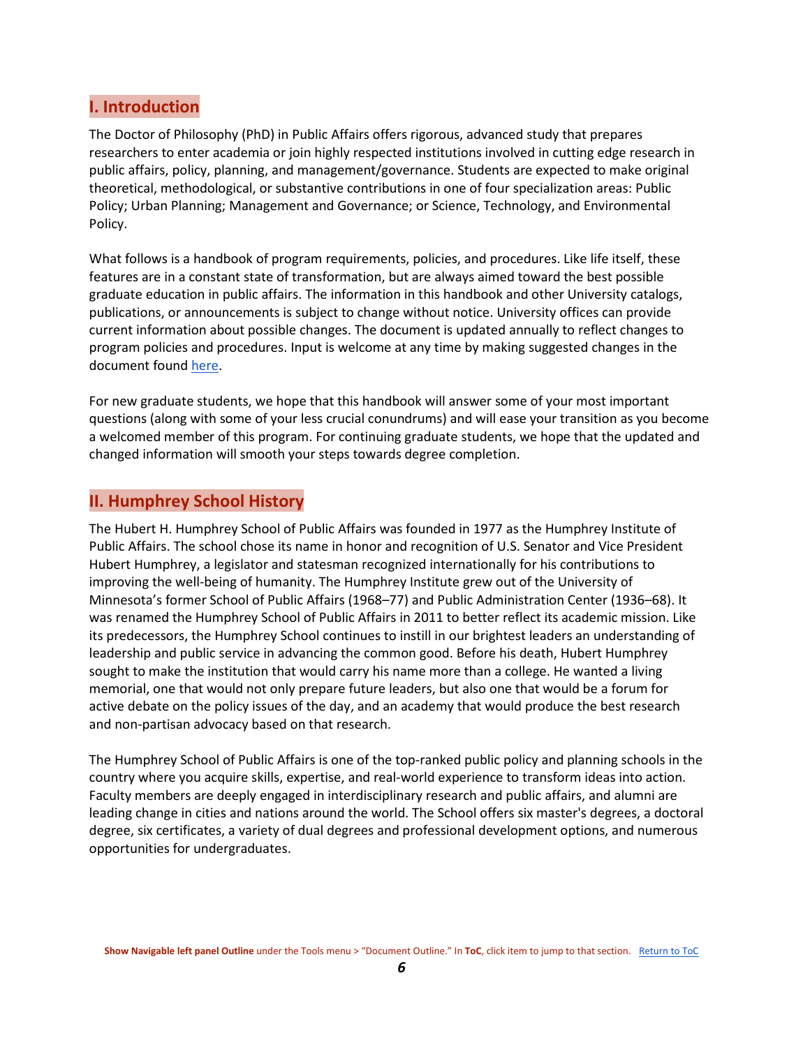## I. Introduction

The Doctor of Philosophy (PhD) in Public Affairs offers rigorous, advanced study that prepares researchers to enter academia or join highly respected institutions involved in cutting edge research in public affairs, policy, planning, and management/governance. Students are expected to make original theoretical, methodological, or substantive contributions in one of four specialization areas: Public Policy; Urban Planning; Management and Governance; or Science, Technology, and Environmental Policy.

What follows is a handbook of program requirements, policies, and procedures. Like life itself, these features are in a constant state of transformation, but are always aimed toward the best possible graduate education in public affairs. The information in this handbook and other University catalogs, publications, or announcements is subject to change without notice. University offices can provide current information about possible changes. The document is updated annually to reflect changes to program policies and procedures. Input is welcome at any time by making suggested changes in the document found here.

For new graduate students, we hope that this handbook will answer some of your most important questions (along with some of your less crucial conundrums) and will ease your transition as you become a welcomed member of this program. For continuing graduate students, we hope that the updated and changed information will smooth your steps towards degree completion.

## II. Humphrey School History

The Hubert H. Humphrey School of Public Affairs was founded in 1977 as the Humphrey Institute of Public Affairs. The school chose its name in honor and recognition of U.S. Senator and Vice President Hubert Humphrey, a legislator and statesman recognized internationally for his contributions to improving the well-being of humanity. The Humphrey Institute grew out of the University of Minnesota's former School of Public Affairs (1968–77) and Public Administration Center (1936–68). It was renamed the Humphrey School of Public Affairs in 2011 to better reflect its academic mission. Like its predecessors, the Humphrey School continues to instill in our brightest leaders an understanding of leadership and public service in advancing the common good. Before his death, Hubert Humphrey sought to make the institution that would carry his name more than a college. He wanted a living memorial, one that would not only prepare future leaders, but also one that would be a forum for active debate on the policy issues of the day, and an academy that would produce the best research and non-partisan advocacy based on that research.

The Humphrey School of Public Affairs is one of the top-ranked public policy and planning schools in the country where you acquire skills, expertise, and real-world experience to transform ideas into action. Faculty members are deeply engaged in interdisciplinary research and public affairs, and alumni are leading change in cities and nations around the world. The School offers six master's degrees, a doctoral degree, six certificates, a variety of dual degrees and professional development options, and numerous opportunities for undergraduates.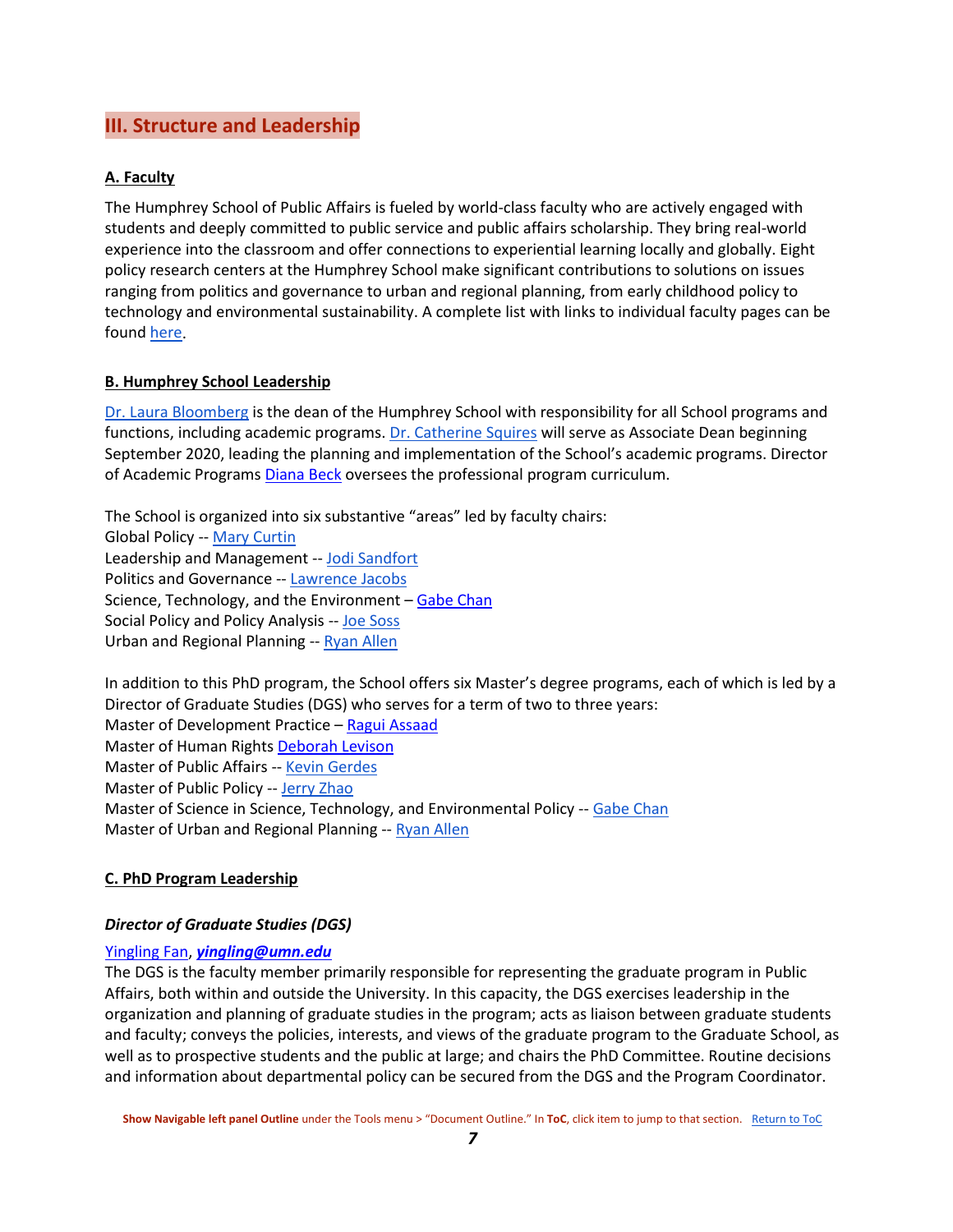## III. Structure and Leadership

### A. Faculty

The Humphrey School of Public Affairs is fueled by world-class faculty who are actively engaged with students and deeply committed to public service and public affairs scholarship. They bring real-world experience into the classroom and offer connections to experiential learning locally and globally. Eight policy research centers at the Humphrey School make significant contributions to solutions on issues ranging from politics and governance to urban and regional planning, from early childhood policy to technology and environmental sustainability. A complete list with links to individual faculty pages can be found here.

### B. Humphrey School Leadership

Dr. Laura Bloomberg is the dean of the Humphrey School with responsibility for all School programs and functions, including academic programs. Dr. Catherine Squires will serve as Associate Dean beginning September 2020, leading the planning and implementation of the School's academic programs. Director of Academic Programs Diana Beck oversees the professional program curriculum.

The School is organized into six substantive "areas" led by faculty chairs:
Global Policy -- Mary Curtin
Leadership and Management -- Jodi Sandfort
Politics and Governance -- Lawrence Jacobs
Science, Technology, and the Environment – Gabe Chan
Social Policy and Policy Analysis -- Joe Soss
Urban and Regional Planning -- Ryan Allen

In addition to this PhD program, the School offers six Master's degree programs, each of which is led by a Director of Graduate Studies (DGS) who serves for a term of two to three years:
Master of Development Practice – Ragui Assaad
Master of Human Rights Deborah Levison
Master of Public Affairs -- Kevin Gerdes
Master of Public Policy -- Jerry Zhao
Master of Science in Science, Technology, and Environmental Policy -- Gabe Chan
Master of Urban and Regional Planning -- Ryan Allen

### C. PhD Program Leadership

#### *Director of Graduate Studies (DGS)*

Yingling Fan, ***yingling@umn.edu***
The DGS is the faculty member primarily responsible for representing the graduate program in Public Affairs, both within and outside the University. In this capacity, the DGS exercises leadership in the organization and planning of graduate studies in the program; acts as liaison between graduate students and faculty; conveys the policies, interests, and views of the graduate program to the Graduate School, as well as to prospective students and the public at large; and chairs the PhD Committee. Routine decisions and information about departmental policy can be secured from the DGS and the Program Coordinator.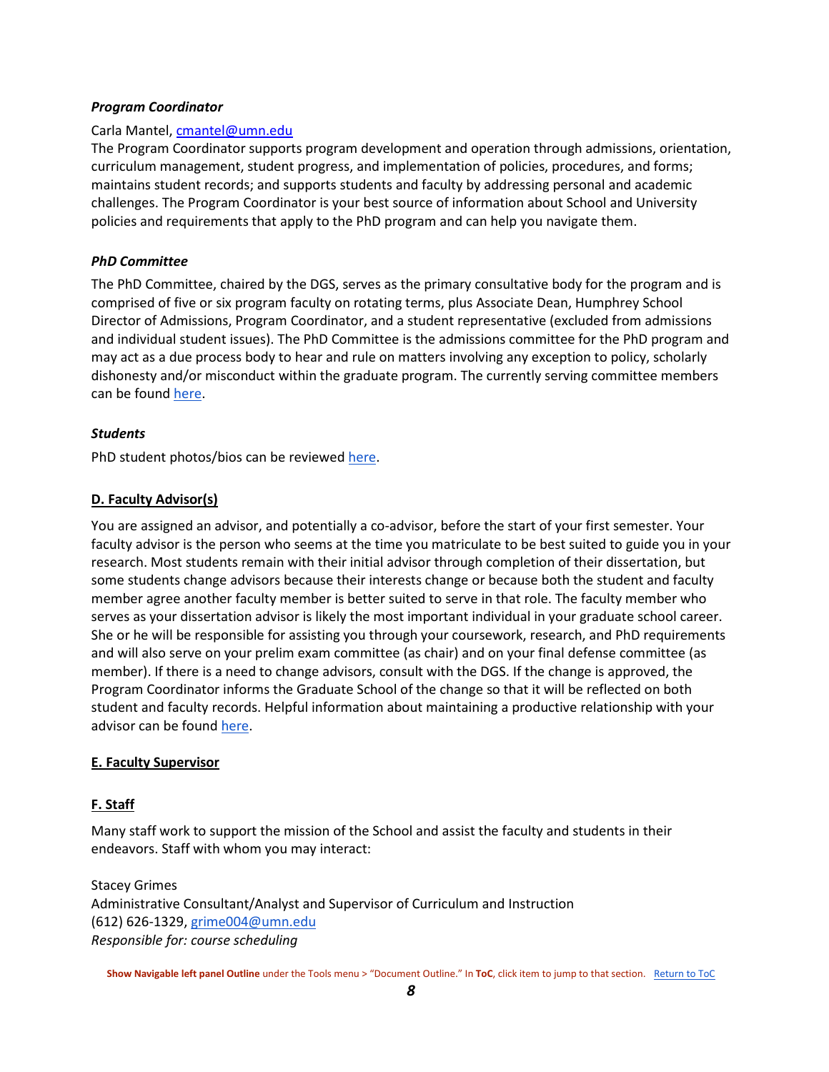#### *Program Coordinator*

Carla Mantel, [cmantel@umn.edu](mailto:cmantel@umn.edu)
The Program Coordinator supports program development and operation through admissions, orientation, curriculum management, student progress, and implementation of policies, procedures, and forms; maintains student records; and supports students and faculty by addressing personal and academic challenges. The Program Coordinator is your best source of information about School and University policies and requirements that apply to the PhD program and can help you navigate them.

#### *PhD Committee*

The PhD Committee, chaired by the DGS, serves as the primary consultative body for the program and is comprised of five or six program faculty on rotating terms, plus Associate Dean, Humphrey School Director of Admissions, Program Coordinator, and a student representative (excluded from admissions and individual student issues). The PhD Committee is the admissions committee for the PhD program and may act as a due process body to hear and rule on matters involving any exception to policy, scholarly dishonesty and/or misconduct within the graduate program. The currently serving committee members can be found here.

#### *Students*

PhD student photos/bios can be reviewed here.

### D. Faculty Advisor(s)

You are assigned an advisor, and potentially a co-advisor, before the start of your first semester. Your faculty advisor is the person who seems at the time you matriculate to be best suited to guide you in your research. Most students remain with their initial advisor through completion of their dissertation, but some students change advisors because their interests change or because both the student and faculty member agree another faculty member is better suited to serve in that role. The faculty member who serves as your dissertation advisor is likely the most important individual in your graduate school career. She or he will be responsible for assisting you through your coursework, research, and PhD requirements and will also serve on your prelim exam committee (as chair) and on your final defense committee (as member). If there is a need to change advisors, consult with the DGS. If the change is approved, the Program Coordinator informs the Graduate School of the change so that it will be reflected on both student and faculty records. Helpful information about maintaining a productive relationship with your advisor can be found here.

### E. Faculty Supervisor

### F. Staff

Many staff work to support the mission of the School and assist the faculty and students in their endeavors. Staff with whom you may interact:

Stacey Grimes
Administrative Consultant/Analyst and Supervisor of Curriculum and Instruction
(612) 626-1329, [grime004@umn.edu](mailto:grime004@umn.edu)
*Responsible for: course scheduling*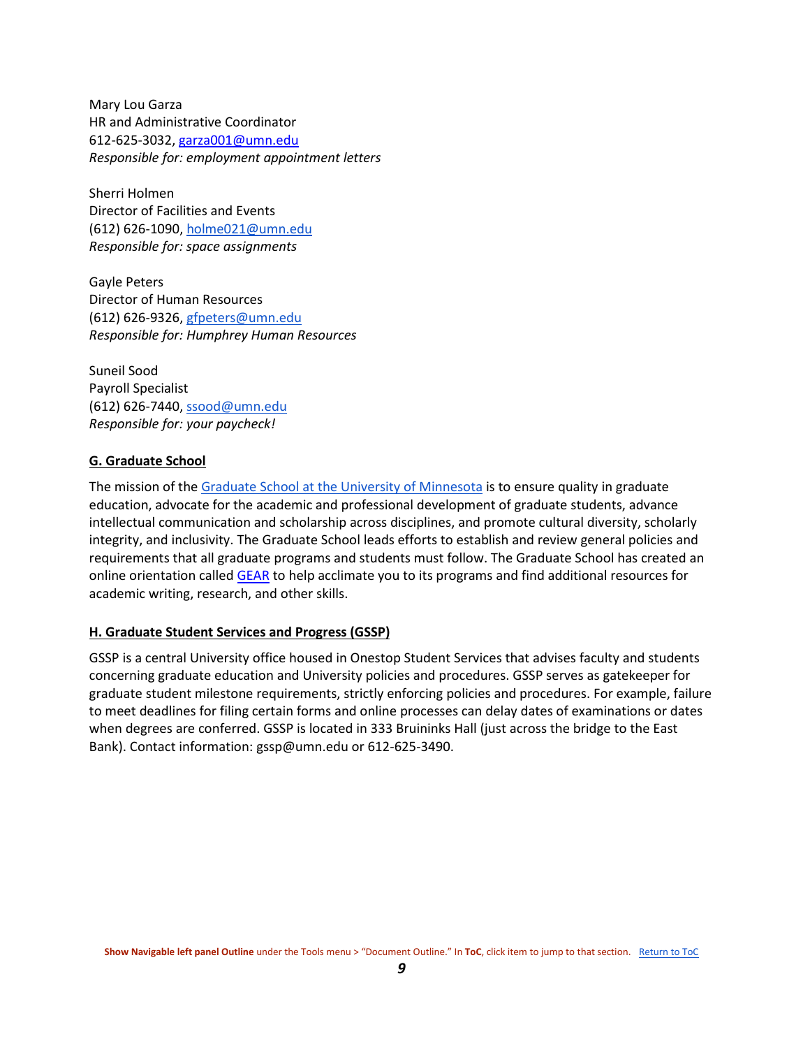Mary Lou Garza
HR and Administrative Coordinator
612-625-3032, [garza001@umn.edu](mailto:garza001@umn.edu)
*Responsible for: employment appointment letters*

Sherri Holmen
Director of Facilities and Events
(612) 626-1090, [holme021@umn.edu](mailto:holme021@umn.edu)
*Responsible for: space assignments*

Gayle Peters
Director of Human Resources
(612) 626-9326, [gfpeters@umn.edu](mailto:gfpeters@umn.edu)
*Responsible for: Humphrey Human Resources*

Suneil Sood
Payroll Specialist
(612) 626-7440, [ssood@umn.edu](mailto:ssood@umn.edu)
*Responsible for: your paycheck!*

### G. Graduate School

The mission of the Graduate School at the University of Minnesota is to ensure quality in graduate education, advocate for the academic and professional development of graduate students, advance intellectual communication and scholarship across disciplines, and promote cultural diversity, scholarly integrity, and inclusivity. The Graduate School leads efforts to establish and review general policies and requirements that all graduate programs and students must follow. The Graduate School has created an online orientation called GEAR to help acclimate you to its programs and find additional resources for academic writing, research, and other skills.

### H. Graduate Student Services and Progress (GSSP)

GSSP is a central University office housed in Onestop Student Services that advises faculty and students concerning graduate education and University policies and procedures. GSSP serves as gatekeeper for graduate student milestone requirements, strictly enforcing policies and procedures. For example, failure to meet deadlines for filing certain forms and online processes can delay dates of examinations or dates when degrees are conferred. GSSP is located in 333 Bruininks Hall (just across the bridge to the East Bank). Contact information: gssp@umn.edu or 612-625-3490.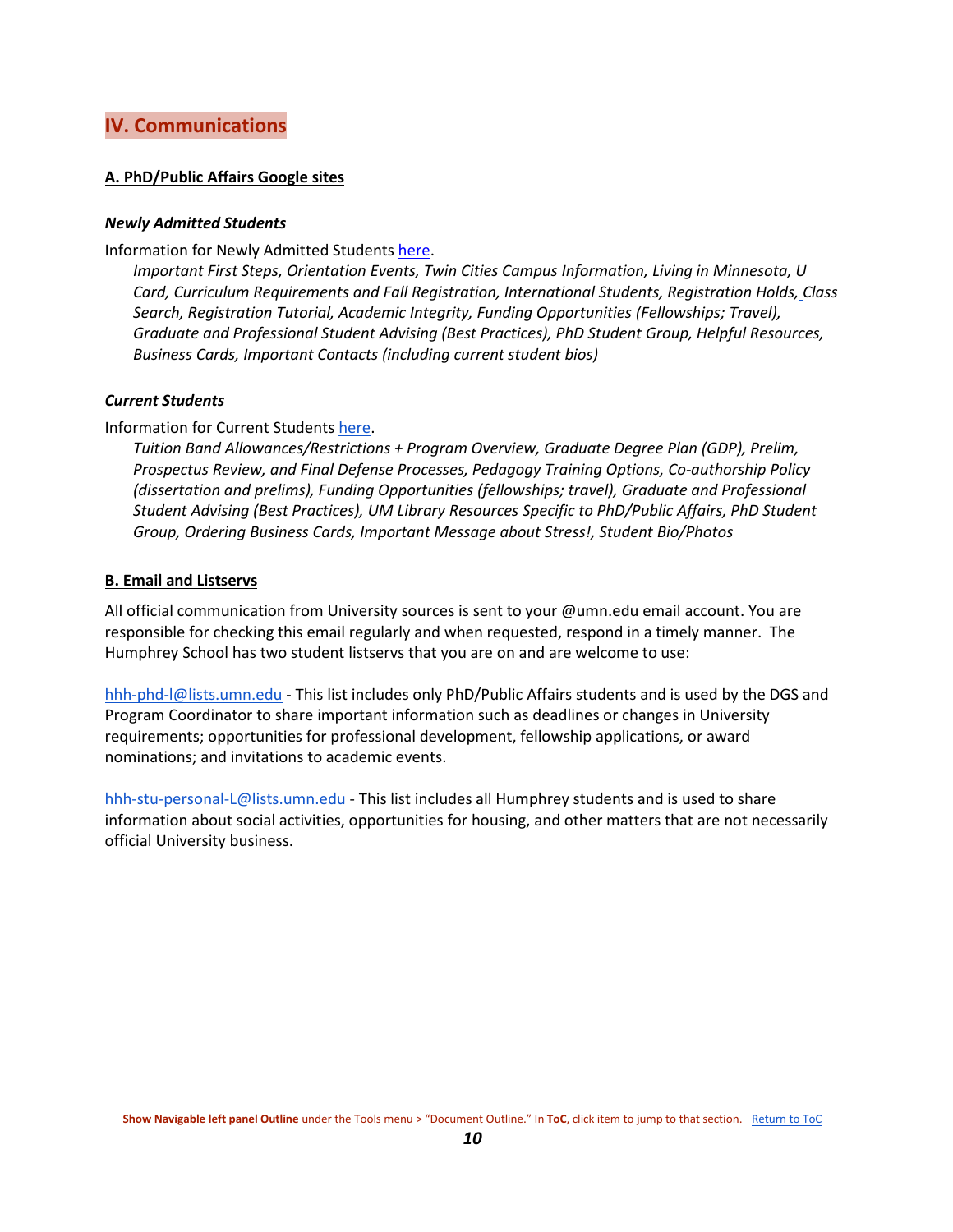# IV. Communications

## A. PhD/Public Affairs Google sites

### *Newly Admitted Students*

Information for Newly Admitted Students here.

> *Important First Steps, Orientation Events, Twin Cities Campus Information, Living in Minnesota, U Card, Curriculum Requirements and Fall Registration, International Students, Registration Holds, Class Search, Registration Tutorial, Academic Integrity, Funding Opportunities (Fellowships; Travel), Graduate and Professional Student Advising (Best Practices), PhD Student Group, Helpful Resources, Business Cards, Important Contacts (including current student bios)*

### *Current Students*

Information for Current Students here.

> *Tuition Band Allowances/Restrictions + Program Overview, Graduate Degree Plan (GDP), Prelim, Prospectus Review, and Final Defense Processes, Pedagogy Training Options, Co-authorship Policy (dissertation and prelims), Funding Opportunities (fellowships; travel), Graduate and Professional Student Advising (Best Practices), UM Library Resources Specific to PhD/Public Affairs, PhD Student Group, Ordering Business Cards, Important Message about Stress!, Student Bio/Photos*

## B. Email and Listservs

All official communication from University sources is sent to your @umn.edu email account. You are responsible for checking this email regularly and when requested, respond in a timely manner. The Humphrey School has two student listservs that you are on and are welcome to use:

hhh-phd-l@lists.umn.edu - This list includes only PhD/Public Affairs students and is used by the DGS and Program Coordinator to share important information such as deadlines or changes in University requirements; opportunities for professional development, fellowship applications, or award nominations; and invitations to academic events.

hhh-stu-personal-L@lists.umn.edu - This list includes all Humphrey students and is used to share information about social activities, opportunities for housing, and other matters that are not necessarily official University business.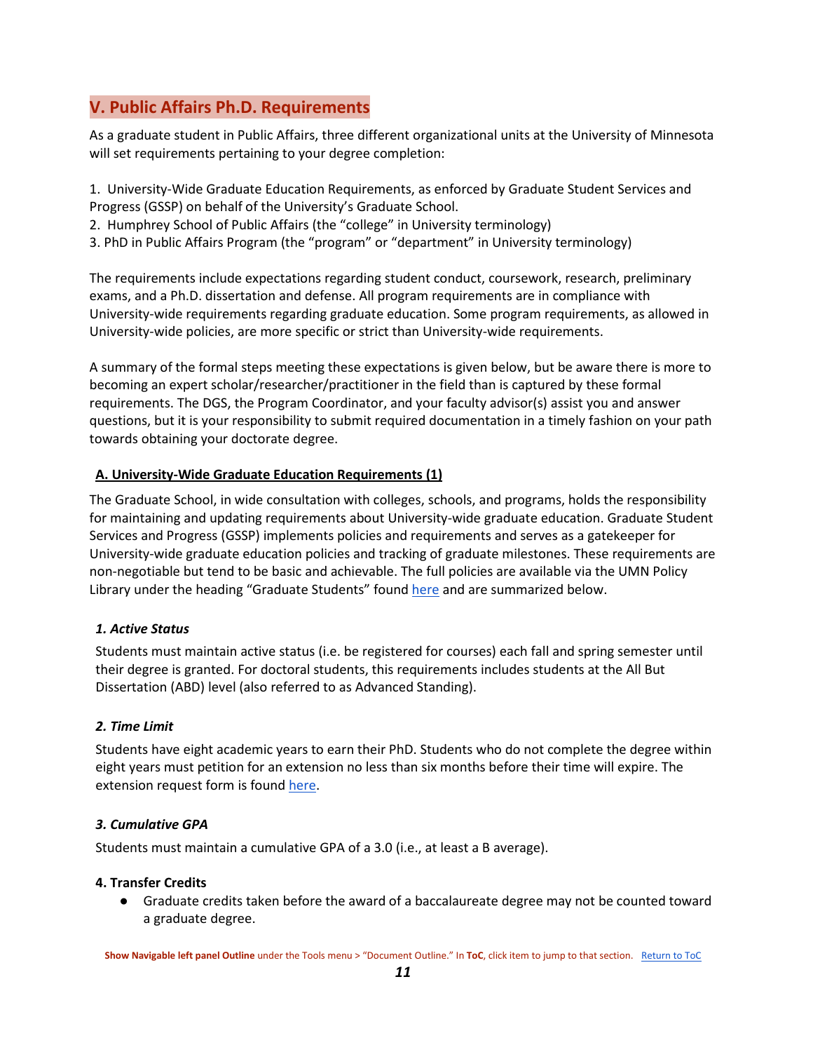## V. Public Affairs Ph.D. Requirements

As a graduate student in Public Affairs, three different organizational units at the University of Minnesota will set requirements pertaining to your degree completion:

1. University-Wide Graduate Education Requirements, as enforced by Graduate Student Services and Progress (GSSP) on behalf of the University's Graduate School.
2. Humphrey School of Public Affairs (the "college" in University terminology)
3. PhD in Public Affairs Program (the "program" or "department" in University terminology)

The requirements include expectations regarding student conduct, coursework, research, preliminary exams, and a Ph.D. dissertation and defense. All program requirements are in compliance with University-wide requirements regarding graduate education. Some program requirements, as allowed in University-wide policies, are more specific or strict than University-wide requirements.

A summary of the formal steps meeting these expectations is given below, but be aware there is more to becoming an expert scholar/researcher/practitioner in the field than is captured by these formal requirements. The DGS, the Program Coordinator, and your faculty advisor(s) assist you and answer questions, but it is your responsibility to submit required documentation in a timely fashion on your path towards obtaining your doctorate degree.

### A. University-Wide Graduate Education Requirements (1)

The Graduate School, in wide consultation with colleges, schools, and programs, holds the responsibility for maintaining and updating requirements about University-wide graduate education. Graduate Student Services and Progress (GSSP) implements policies and requirements and serves as a gatekeeper for University-wide graduate education policies and tracking of graduate milestones. These requirements are non-negotiable but tend to be basic and achievable. The full policies are available via the UMN Policy Library under the heading "Graduate Students" found here and are summarized below.

#### *1. Active Status*

Students must maintain active status (i.e. be registered for courses) each fall and spring semester until their degree is granted. For doctoral students, this requirements includes students at the All But Dissertation (ABD) level (also referred to as Advanced Standing).

#### *2. Time Limit*

Students have eight academic years to earn their PhD. Students who do not complete the degree within eight years must petition for an extension no less than six months before their time will expire. The extension request form is found here.

#### *3. Cumulative GPA*

Students must maintain a cumulative GPA of a 3.0 (i.e., at least a B average).

#### 4. Transfer Credits

- Graduate credits taken before the award of a baccalaureate degree may not be counted toward a graduate degree.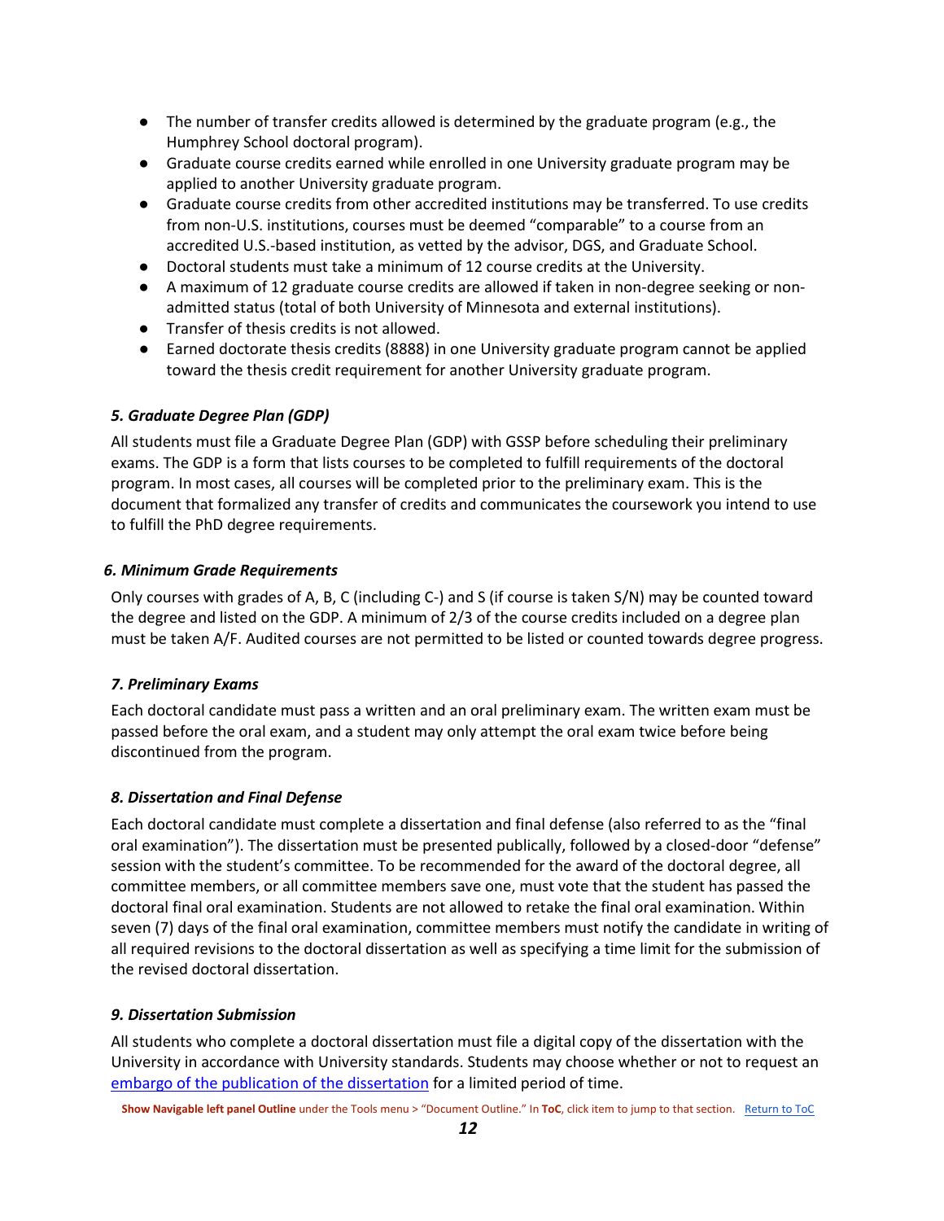- The number of transfer credits allowed is determined by the graduate program (e.g., the Humphrey School doctoral program).
- Graduate course credits earned while enrolled in one University graduate program may be applied to another University graduate program.
- Graduate course credits from other accredited institutions may be transferred. To use credits from non-U.S. institutions, courses must be deemed "comparable" to a course from an accredited U.S.-based institution, as vetted by the advisor, DGS, and Graduate School.
- Doctoral students must take a minimum of 12 course credits at the University.
- A maximum of 12 graduate course credits are allowed if taken in non-degree seeking or non-admitted status (total of both University of Minnesota and external institutions).
- Transfer of thesis credits is not allowed.
- Earned doctorate thesis credits (8888) in one University graduate program cannot be applied toward the thesis credit requirement for another University graduate program.

### *5. Graduate Degree Plan (GDP)*

All students must file a Graduate Degree Plan (GDP) with GSSP before scheduling their preliminary exams. The GDP is a form that lists courses to be completed to fulfill requirements of the doctoral program. In most cases, all courses will be completed prior to the preliminary exam. This is the document that formalized any transfer of credits and communicates the coursework you intend to use to fulfill the PhD degree requirements.

### *6. Minimum Grade Requirements*

Only courses with grades of A, B, C (including C-) and S (if course is taken S/N) may be counted toward the degree and listed on the GDP. A minimum of 2/3 of the course credits included on a degree plan must be taken A/F. Audited courses are not permitted to be listed or counted towards degree progress.

### *7. Preliminary Exams*

Each doctoral candidate must pass a written and an oral preliminary exam. The written exam must be passed before the oral exam, and a student may only attempt the oral exam twice before being discontinued from the program.

### *8. Dissertation and Final Defense*

Each doctoral candidate must complete a dissertation and final defense (also referred to as the "final oral examination"). The dissertation must be presented publically, followed by a closed-door "defense" session with the student's committee. To be recommended for the award of the doctoral degree, all committee members, or all committee members save one, must vote that the student has passed the doctoral final oral examination. Students are not allowed to retake the final oral examination. Within seven (7) days of the final oral examination, committee members must notify the candidate in writing of all required revisions to the doctoral dissertation as well as specifying a time limit for the submission of the revised doctoral dissertation.

### *9. Dissertation Submission*

All students who complete a doctoral dissertation must file a digital copy of the dissertation with the University in accordance with University standards. Students may choose whether or not to request an embargo of the publication of the dissertation for a limited period of time.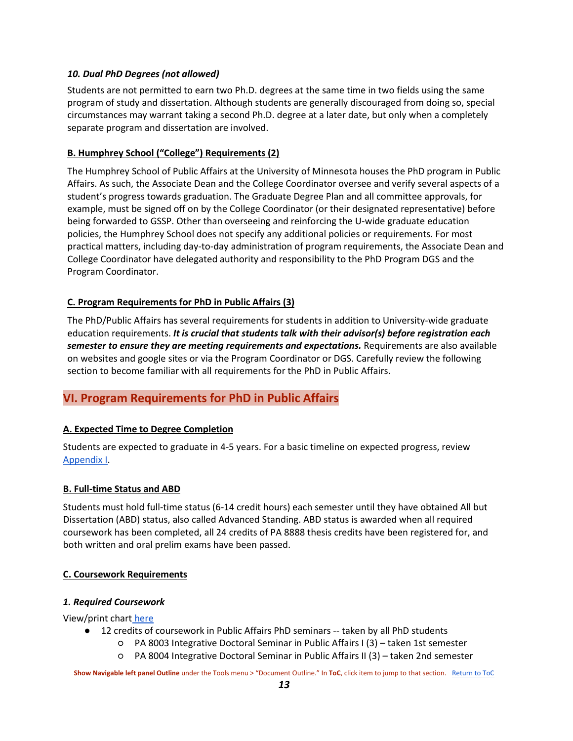### *10. Dual PhD Degrees (not allowed)*

Students are not permitted to earn two Ph.D. degrees at the same time in two fields using the same program of study and dissertation. Although students are generally discouraged from doing so, special circumstances may warrant taking a second Ph.D. degree at a later date, but only when a completely separate program and dissertation are involved.

### B. Humphrey School ("College") Requirements (2)

The Humphrey School of Public Affairs at the University of Minnesota houses the PhD program in Public Affairs. As such, the Associate Dean and the College Coordinator oversee and verify several aspects of a student's progress towards graduation. The Graduate Degree Plan and all committee approvals, for example, must be signed off on by the College Coordinator (or their designated representative) before being forwarded to GSSP. Other than overseeing and reinforcing the U-wide graduate education policies, the Humphrey School does not specify any additional policies or requirements. For most practical matters, including day-to-day administration of program requirements, the Associate Dean and College Coordinator have delegated authority and responsibility to the PhD Program DGS and the Program Coordinator.

### C. Program Requirements for PhD in Public Affairs (3)

The PhD/Public Affairs has several requirements for students in addition to University-wide graduate education requirements. ***It is crucial that students talk with their advisor(s) before registration each semester to ensure they are meeting requirements and expectations.*** Requirements are also available on websites and google sites or via the Program Coordinator or DGS. Carefully review the following section to become familiar with all requirements for the PhD in Public Affairs.

## VI. Program Requirements for PhD in Public Affairs

### A. Expected Time to Degree Completion

Students are expected to graduate in 4-5 years. For a basic timeline on expected progress, review Appendix I.

### B. Full-time Status and ABD

Students must hold full-time status (6-14 credit hours) each semester until they have obtained All but Dissertation (ABD) status, also called Advanced Standing. ABD status is awarded when all required coursework has been completed, all 24 credits of PA 8888 thesis credits have been registered for, and both written and oral prelim exams have been passed.

### C. Coursework Requirements

#### *1. Required Coursework*

View/print chart here

- 12 credits of coursework in Public Affairs PhD seminars -- taken by all PhD students
  - PA 8003 Integrative Doctoral Seminar in Public Affairs I (3) – taken 1st semester
  - PA 8004 Integrative Doctoral Seminar in Public Affairs II (3) – taken 2nd semester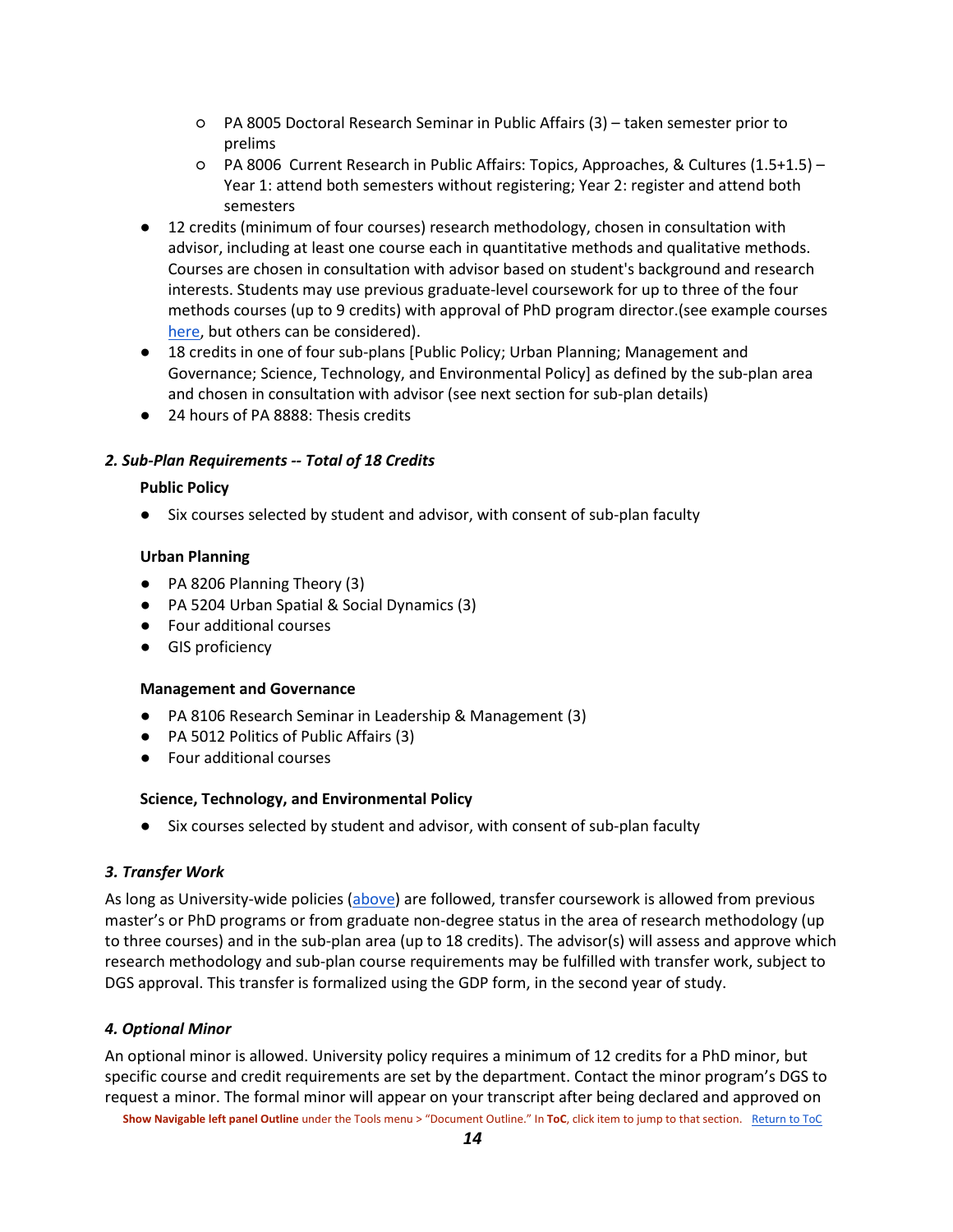- PA 8005 Doctoral Research Seminar in Public Affairs (3) – taken semester prior to prelims
  - PA 8006 Current Research in Public Affairs: Topics, Approaches, & Cultures (1.5+1.5) – Year 1: attend both semesters without registering; Year 2: register and attend both semesters
- 12 credits (minimum of four courses) research methodology, chosen in consultation with advisor, including at least one course each in quantitative methods and qualitative methods. Courses are chosen in consultation with advisor based on student's background and research interests. Students may use previous graduate-level coursework for up to three of the four methods courses (up to 9 credits) with approval of PhD program director.(see example courses here, but others can be considered).
- 18 credits in one of four sub-plans [Public Policy; Urban Planning; Management and Governance; Science, Technology, and Environmental Policy] as defined by the sub-plan area and chosen in consultation with advisor (see next section for sub-plan details)
- 24 hours of PA 8888: Thesis credits

### *2. Sub-Plan Requirements -- Total of 18 Credits*

**Public Policy**

- Six courses selected by student and advisor, with consent of sub-plan faculty

**Urban Planning**

- PA 8206 Planning Theory (3)
- PA 5204 Urban Spatial & Social Dynamics (3)
- Four additional courses
- GIS proficiency

**Management and Governance**

- PA 8106 Research Seminar in Leadership & Management (3)
- PA 5012 Politics of Public Affairs (3)
- Four additional courses

**Science, Technology, and Environmental Policy**

- Six courses selected by student and advisor, with consent of sub-plan faculty

### *3. Transfer Work*

As long as University-wide policies (above) are followed, transfer coursework is allowed from previous master's or PhD programs or from graduate non-degree status in the area of research methodology (up to three courses) and in the sub-plan area (up to 18 credits). The advisor(s) will assess and approve which research methodology and sub-plan course requirements may be fulfilled with transfer work, subject to DGS approval. This transfer is formalized using the GDP form, in the second year of study.

### *4. Optional Minor*

An optional minor is allowed. University policy requires a minimum of 12 credits for a PhD minor, but specific course and credit requirements are set by the department. Contact the minor program's DGS to request a minor. The formal minor will appear on your transcript after being declared and approved on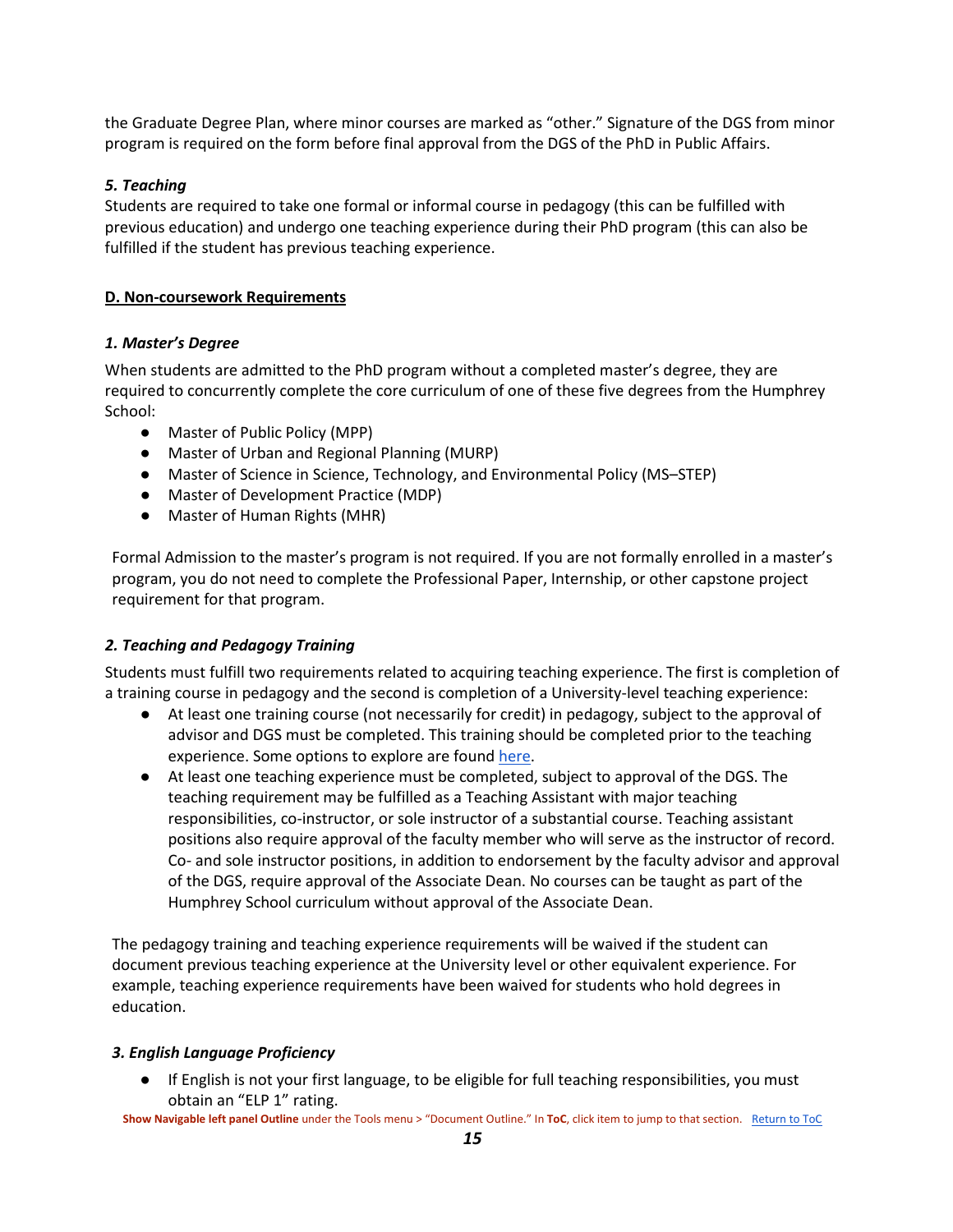the Graduate Degree Plan, where minor courses are marked as "other." Signature of the DGS from minor program is required on the form before final approval from the DGS of the PhD in Public Affairs.

#### *5. Teaching*

Students are required to take one formal or informal course in pedagogy (this can be fulfilled with previous education) and undergo one teaching experience during their PhD program (this can also be fulfilled if the student has previous teaching experience.

### D. Non-coursework Requirements

#### *1. Master's Degree*

When students are admitted to the PhD program without a completed master's degree, they are required to concurrently complete the core curriculum of one of these five degrees from the Humphrey School:

- Master of Public Policy (MPP)
- Master of Urban and Regional Planning (MURP)
- Master of Science in Science, Technology, and Environmental Policy (MS–STEP)
- Master of Development Practice (MDP)
- Master of Human Rights (MHR)

Formal Admission to the master's program is not required. If you are not formally enrolled in a master's program, you do not need to complete the Professional Paper, Internship, or other capstone project requirement for that program.

#### *2. Teaching and Pedagogy Training*

Students must fulfill two requirements related to acquiring teaching experience. The first is completion of a training course in pedagogy and the second is completion of a University-level teaching experience:

- At least one training course (not necessarily for credit) in pedagogy, subject to the approval of advisor and DGS must be completed. This training should be completed prior to the teaching experience. Some options to explore are found here.
- At least one teaching experience must be completed, subject to approval of the DGS. The teaching requirement may be fulfilled as a Teaching Assistant with major teaching responsibilities, co-instructor, or sole instructor of a substantial course. Teaching assistant positions also require approval of the faculty member who will serve as the instructor of record. Co- and sole instructor positions, in addition to endorsement by the faculty advisor and approval of the DGS, require approval of the Associate Dean. No courses can be taught as part of the Humphrey School curriculum without approval of the Associate Dean.

The pedagogy training and teaching experience requirements will be waived if the student can document previous teaching experience at the University level or other equivalent experience. For example, teaching experience requirements have been waived for students who hold degrees in education.

#### *3. English Language Proficiency*

- If English is not your first language, to be eligible for full teaching responsibilities, you must obtain an "ELP 1" rating.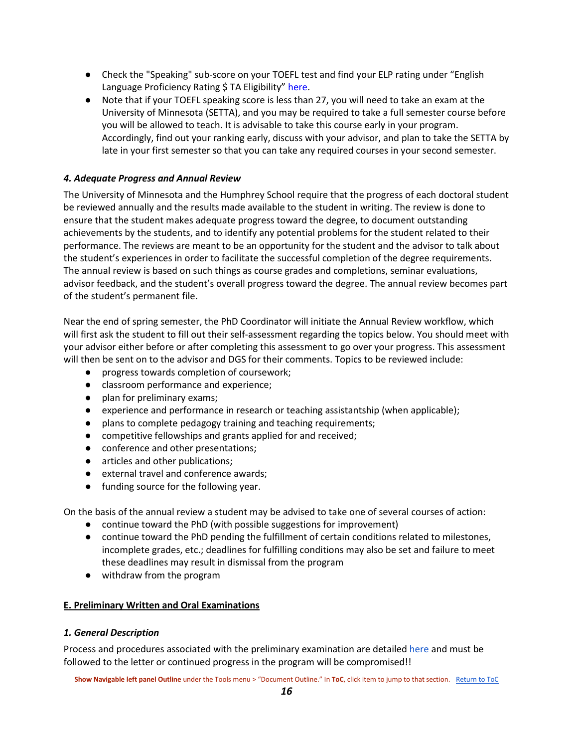- Check the "Speaking" sub-score on your TOEFL test and find your ELP rating under "English Language Proficiency Rating $ TA Eligibility" here.
- Note that if your TOEFL speaking score is less than 27, you will need to take an exam at the University of Minnesota (SETTA), and you may be required to take a full semester course before you will be allowed to teach. It is advisable to take this course early in your program. Accordingly, find out your ranking early, discuss with your advisor, and plan to take the SETTA by late in your first semester so that you can take any required courses in your second semester.

#### *4. Adequate Progress and Annual Review*

The University of Minnesota and the Humphrey School require that the progress of each doctoral student be reviewed annually and the results made available to the student in writing. The review is done to ensure that the student makes adequate progress toward the degree, to document outstanding achievements by the students, and to identify any potential problems for the student related to their performance. The reviews are meant to be an opportunity for the student and the advisor to talk about the student's experiences in order to facilitate the successful completion of the degree requirements. The annual review is based on such things as course grades and completions, seminar evaluations, advisor feedback, and the student's overall progress toward the degree. The annual review becomes part of the student's permanent file.

Near the end of spring semester, the PhD Coordinator will initiate the Annual Review workflow, which will first ask the student to fill out their self-assessment regarding the topics below. You should meet with your advisor either before or after completing this assessment to go over your progress. This assessment will then be sent on to the advisor and DGS for their comments. Topics to be reviewed include:

- progress towards completion of coursework;
- classroom performance and experience;
- plan for preliminary exams;
- experience and performance in research or teaching assistantship (when applicable);
- plans to complete pedagogy training and teaching requirements;
- competitive fellowships and grants applied for and received;
- conference and other presentations;
- articles and other publications;
- external travel and conference awards;
- funding source for the following year.

On the basis of the annual review a student may be advised to take one of several courses of action:

- continue toward the PhD (with possible suggestions for improvement)
- continue toward the PhD pending the fulfillment of certain conditions related to milestones, incomplete grades, etc.; deadlines for fulfilling conditions may also be set and failure to meet these deadlines may result in dismissal from the program
- withdraw from the program

### E. Preliminary Written and Oral Examinations

#### *1. General Description*

Process and procedures associated with the preliminary examination are detailed here and must be followed to the letter or continued progress in the program will be compromised!!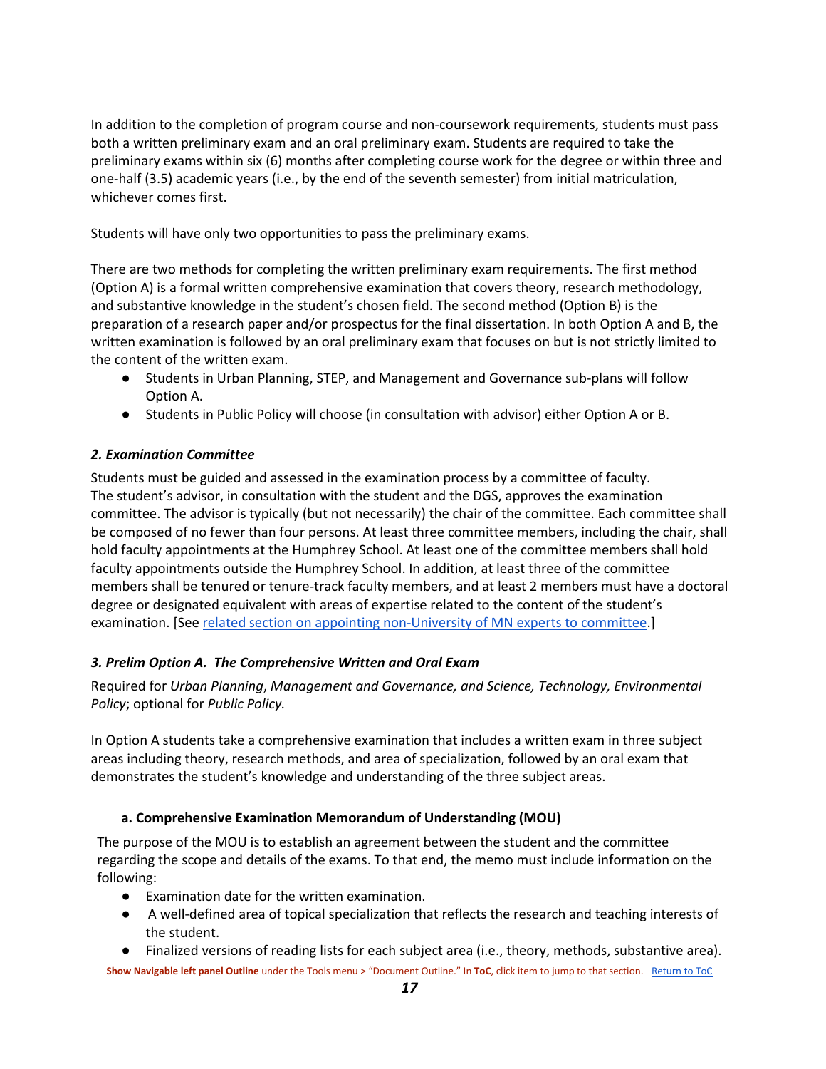In addition to the completion of program course and non-coursework requirements, students must pass both a written preliminary exam and an oral preliminary exam. Students are required to take the preliminary exams within six (6) months after completing course work for the degree or within three and one-half (3.5) academic years (i.e., by the end of the seventh semester) from initial matriculation, whichever comes first.

Students will have only two opportunities to pass the preliminary exams.

There are two methods for completing the written preliminary exam requirements. The first method (Option A) is a formal written comprehensive examination that covers theory, research methodology, and substantive knowledge in the student's chosen field. The second method (Option B) is the preparation of a research paper and/or prospectus for the final dissertation. In both Option A and B, the written examination is followed by an oral preliminary exam that focuses on but is not strictly limited to the content of the written exam.

- Students in Urban Planning, STEP, and Management and Governance sub-plans will follow Option A.
- Students in Public Policy will choose (in consultation with advisor) either Option A or B.

### *2. Examination Committee*

Students must be guided and assessed in the examination process by a committee of faculty. The student's advisor, in consultation with the student and the DGS, approves the examination committee. The advisor is typically (but not necessarily) the chair of the committee. Each committee shall be composed of no fewer than four persons. At least three committee members, including the chair, shall hold faculty appointments at the Humphrey School. At least one of the committee members shall hold faculty appointments outside the Humphrey School. In addition, at least three of the committee members shall be tenured or tenure-track faculty members, and at least 2 members must have a doctoral degree or designated equivalent with areas of expertise related to the content of the student's examination. [See related section on appointing non-University of MN experts to committee.]

### *3. Prelim Option A. The Comprehensive Written and Oral Exam*

Required for *Urban Planning*, *Management and Governance, and Science, Technology, Environmental Policy*; optional for *Public Policy.*

In Option A students take a comprehensive examination that includes a written exam in three subject areas including theory, research methods, and area of specialization, followed by an oral exam that demonstrates the student's knowledge and understanding of the three subject areas.

#### a. Comprehensive Examination Memorandum of Understanding (MOU)

The purpose of the MOU is to establish an agreement between the student and the committee regarding the scope and details of the exams. To that end, the memo must include information on the following:

- Examination date for the written examination.
- A well-defined area of topical specialization that reflects the research and teaching interests of the student.
- Finalized versions of reading lists for each subject area (i.e., theory, methods, substantive area).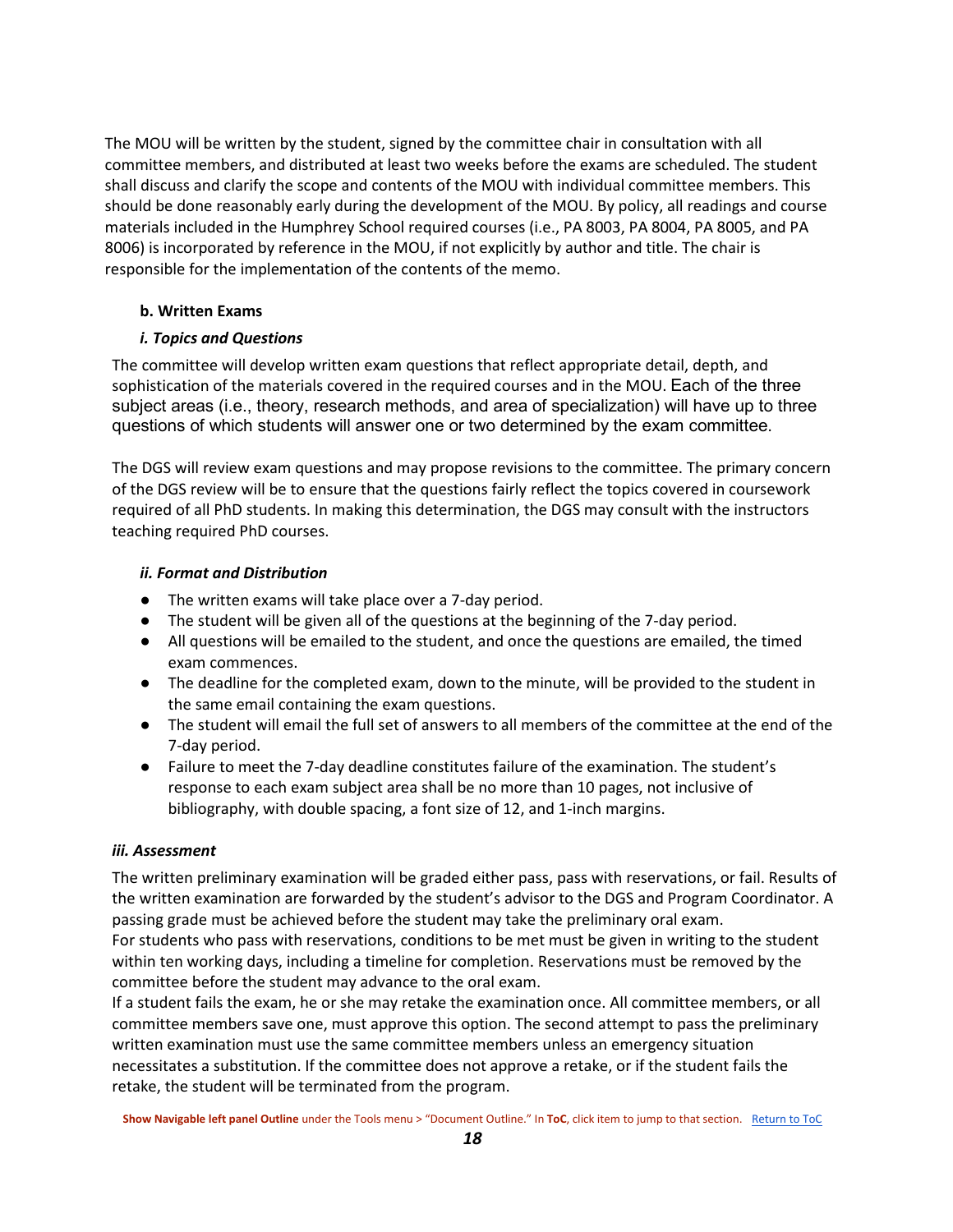The MOU will be written by the student, signed by the committee chair in consultation with all committee members, and distributed at least two weeks before the exams are scheduled. The student shall discuss and clarify the scope and contents of the MOU with individual committee members. This should be done reasonably early during the development of the MOU. By policy, all readings and course materials included in the Humphrey School required courses (i.e., PA 8003, PA 8004, PA 8005, and PA 8006) is incorporated by reference in the MOU, if not explicitly by author and title. The chair is responsible for the implementation of the contents of the memo.

#### b. Written Exams

##### *i. Topics and Questions*

The committee will develop written exam questions that reflect appropriate detail, depth, and sophistication of the materials covered in the required courses and in the MOU. Each of the three subject areas (i.e., theory, research methods, and area of specialization) will have up to three questions of which students will answer one or two determined by the exam committee.

The DGS will review exam questions and may propose revisions to the committee. The primary concern of the DGS review will be to ensure that the questions fairly reflect the topics covered in coursework required of all PhD students. In making this determination, the DGS may consult with the instructors teaching required PhD courses.

##### *ii. Format and Distribution*

- The written exams will take place over a 7-day period.
- The student will be given all of the questions at the beginning of the 7-day period.
- All questions will be emailed to the student, and once the questions are emailed, the timed exam commences.
- The deadline for the completed exam, down to the minute, will be provided to the student in the same email containing the exam questions.
- The student will email the full set of answers to all members of the committee at the end of the 7-day period.
- Failure to meet the 7-day deadline constitutes failure of the examination. The student's response to each exam subject area shall be no more than 10 pages, not inclusive of bibliography, with double spacing, a font size of 12, and 1-inch margins.

##### *iii. Assessment*

The written preliminary examination will be graded either pass, pass with reservations, or fail. Results of the written examination are forwarded by the student's advisor to the DGS and Program Coordinator. A passing grade must be achieved before the student may take the preliminary oral exam.

For students who pass with reservations, conditions to be met must be given in writing to the student within ten working days, including a timeline for completion. Reservations must be removed by the committee before the student may advance to the oral exam.

If a student fails the exam, he or she may retake the examination once. All committee members, or all committee members save one, must approve this option. The second attempt to pass the preliminary written examination must use the same committee members unless an emergency situation necessitates a substitution. If the committee does not approve a retake, or if the student fails the retake, the student will be terminated from the program.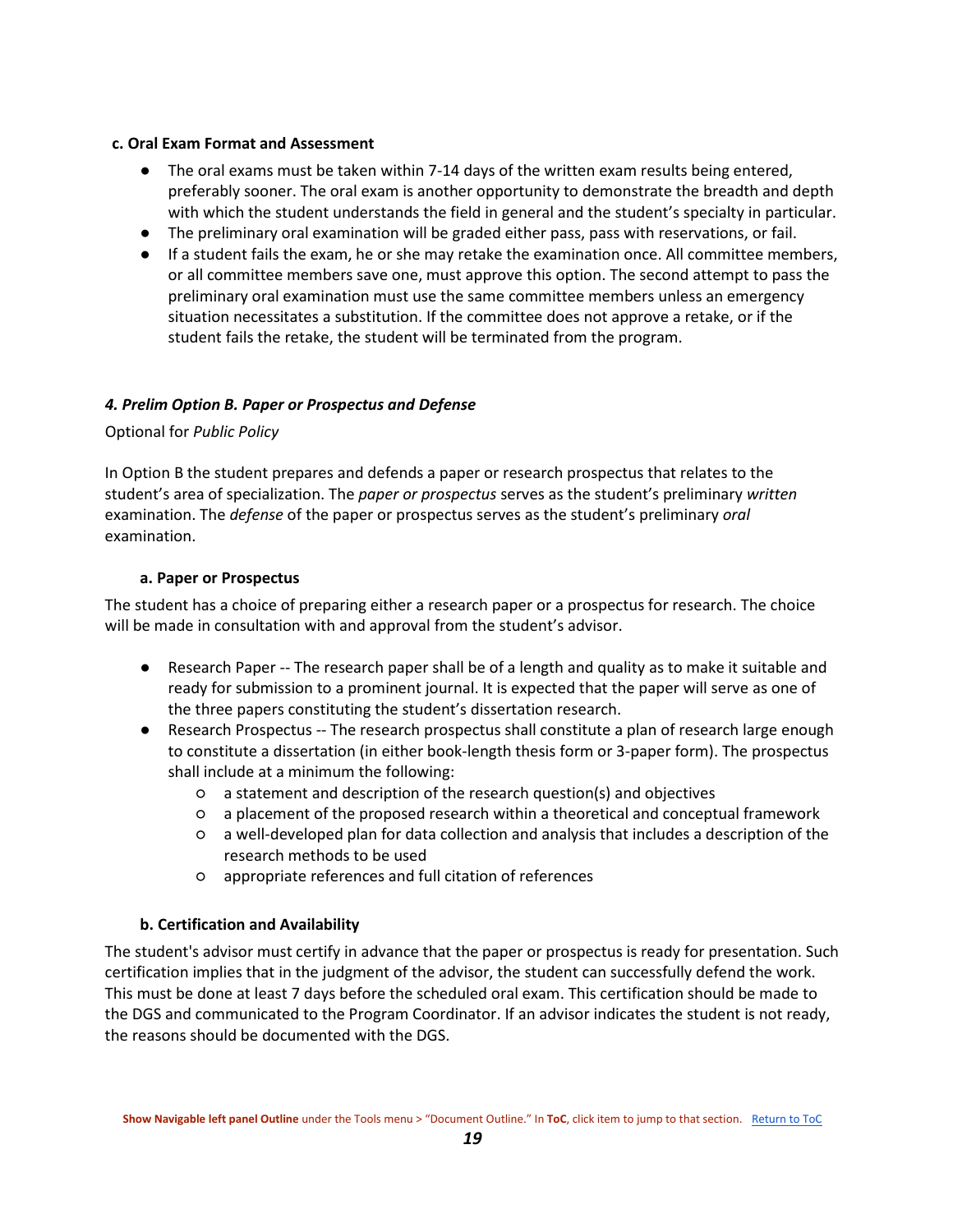**c. Oral Exam Format and Assessment**

- The oral exams must be taken within 7-14 days of the written exam results being entered, preferably sooner. The oral exam is another opportunity to demonstrate the breadth and depth with which the student understands the field in general and the student's specialty in particular.
- The preliminary oral examination will be graded either pass, pass with reservations, or fail.
- If a student fails the exam, he or she may retake the examination once. All committee members, or all committee members save one, must approve this option. The second attempt to pass the preliminary oral examination must use the same committee members unless an emergency situation necessitates a substitution. If the committee does not approve a retake, or if the student fails the retake, the student will be terminated from the program.

### *4. Prelim Option B. Paper or Prospectus and Defense*

Optional for *Public Policy*

In Option B the student prepares and defends a paper or research prospectus that relates to the student's area of specialization. The *paper or prospectus* serves as the student's preliminary *written* examination. The *defense* of the paper or prospectus serves as the student's preliminary *oral* examination.

#### a. Paper or Prospectus

The student has a choice of preparing either a research paper or a prospectus for research. The choice will be made in consultation with and approval from the student's advisor.

- Research Paper -- The research paper shall be of a length and quality as to make it suitable and ready for submission to a prominent journal. It is expected that the paper will serve as one of the three papers constituting the student's dissertation research.
- Research Prospectus -- The research prospectus shall constitute a plan of research large enough to constitute a dissertation (in either book-length thesis form or 3-paper form). The prospectus shall include at a minimum the following:
  - a statement and description of the research question(s) and objectives
  - a placement of the proposed research within a theoretical and conceptual framework
  - a well-developed plan for data collection and analysis that includes a description of the research methods to be used
  - appropriate references and full citation of references

#### b. Certification and Availability

The student's advisor must certify in advance that the paper or prospectus is ready for presentation. Such certification implies that in the judgment of the advisor, the student can successfully defend the work. This must be done at least 7 days before the scheduled oral exam. This certification should be made to the DGS and communicated to the Program Coordinator. If an advisor indicates the student is not ready, the reasons should be documented with the DGS.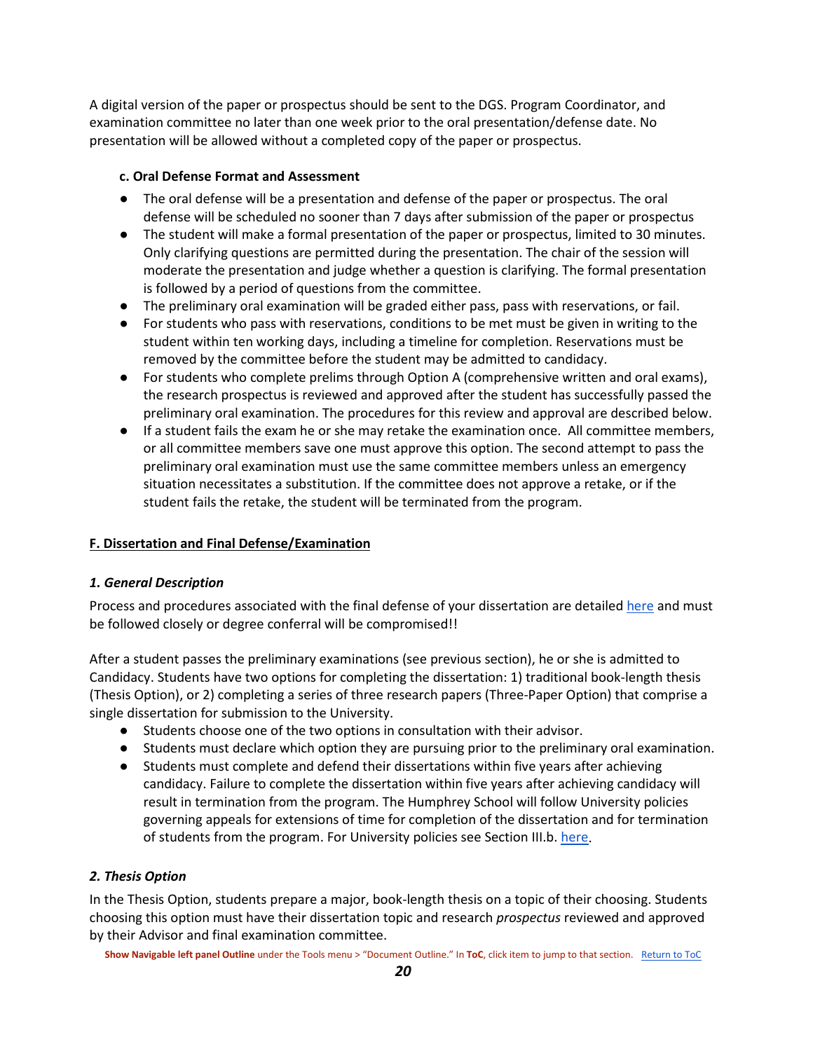A digital version of the paper or prospectus should be sent to the DGS. Program Coordinator, and examination committee no later than one week prior to the oral presentation/defense date. No presentation will be allowed without a completed copy of the paper or prospectus.

#### c. Oral Defense Format and Assessment

- The oral defense will be a presentation and defense of the paper or prospectus. The oral defense will be scheduled no sooner than 7 days after submission of the paper or prospectus
- The student will make a formal presentation of the paper or prospectus, limited to 30 minutes. Only clarifying questions are permitted during the presentation. The chair of the session will moderate the presentation and judge whether a question is clarifying. The formal presentation is followed by a period of questions from the committee.
- The preliminary oral examination will be graded either pass, pass with reservations, or fail.
- For students who pass with reservations, conditions to be met must be given in writing to the student within ten working days, including a timeline for completion. Reservations must be removed by the committee before the student may be admitted to candidacy.
- For students who complete prelims through Option A (comprehensive written and oral exams), the research prospectus is reviewed and approved after the student has successfully passed the preliminary oral examination. The procedures for this review and approval are described below.
- If a student fails the exam he or she may retake the examination once. All committee members, or all committee members save one must approve this option. The second attempt to pass the preliminary oral examination must use the same committee members unless an emergency situation necessitates a substitution. If the committee does not approve a retake, or if the student fails the retake, the student will be terminated from the program.

## F. Dissertation and Final Defense/Examination

### *1. General Description*

Process and procedures associated with the final defense of your dissertation are detailed here and must be followed closely or degree conferral will be compromised!!

After a student passes the preliminary examinations (see previous section), he or she is admitted to Candidacy. Students have two options for completing the dissertation: 1) traditional book-length thesis (Thesis Option), or 2) completing a series of three research papers (Three-Paper Option) that comprise a single dissertation for submission to the University.

- Students choose one of the two options in consultation with their advisor.
- Students must declare which option they are pursuing prior to the preliminary oral examination.
- Students must complete and defend their dissertations within five years after achieving candidacy. Failure to complete the dissertation within five years after achieving candidacy will result in termination from the program. The Humphrey School will follow University policies governing appeals for extensions of time for completion of the dissertation and for termination of students from the program. For University policies see Section III.b. here.

### *2. Thesis Option*

In the Thesis Option, students prepare a major, book-length thesis on a topic of their choosing. Students choosing this option must have their dissertation topic and research *prospectus* reviewed and approved by their Advisor and final examination committee.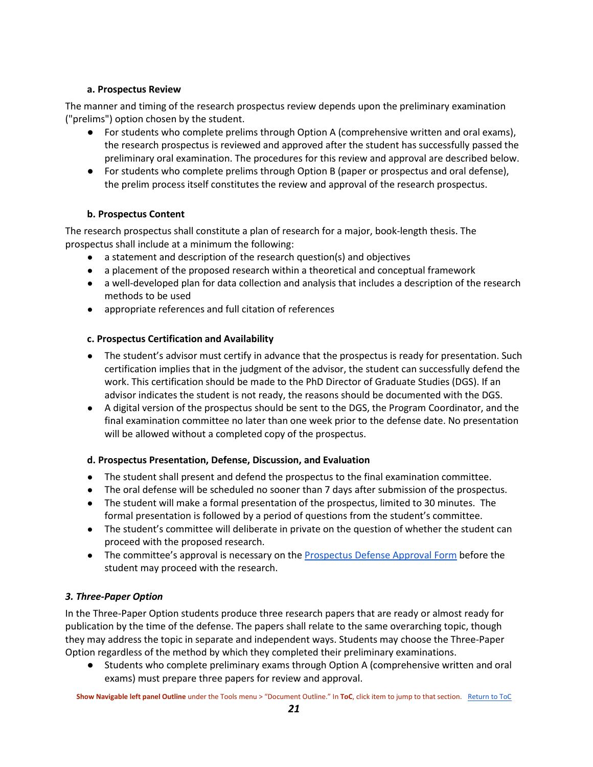#### a. Prospectus Review

The manner and timing of the research prospectus review depends upon the preliminary examination ("prelims") option chosen by the student.

- For students who complete prelims through Option A (comprehensive written and oral exams), the research prospectus is reviewed and approved after the student has successfully passed the preliminary oral examination. The procedures for this review and approval are described below.
- For students who complete prelims through Option B (paper or prospectus and oral defense), the prelim process itself constitutes the review and approval of the research prospectus.

#### b. Prospectus Content

The research prospectus shall constitute a plan of research for a major, book-length thesis. The prospectus shall include at a minimum the following:

- a statement and description of the research question(s) and objectives
- a placement of the proposed research within a theoretical and conceptual framework
- a well-developed plan for data collection and analysis that includes a description of the research methods to be used
- appropriate references and full citation of references

#### c. Prospectus Certification and Availability

- The student's advisor must certify in advance that the prospectus is ready for presentation. Such certification implies that in the judgment of the advisor, the student can successfully defend the work. This certification should be made to the PhD Director of Graduate Studies (DGS). If an advisor indicates the student is not ready, the reasons should be documented with the DGS.
- A digital version of the prospectus should be sent to the DGS, the Program Coordinator, and the final examination committee no later than one week prior to the defense date. No presentation will be allowed without a completed copy of the prospectus.

#### d. Prospectus Presentation, Defense, Discussion, and Evaluation

- The student shall present and defend the prospectus to the final examination committee.
- The oral defense will be scheduled no sooner than 7 days after submission of the prospectus.
- The student will make a formal presentation of the prospectus, limited to 30 minutes. The formal presentation is followed by a period of questions from the student's committee.
- The student's committee will deliberate in private on the question of whether the student can proceed with the proposed research.
- The committee's approval is necessary on the Prospectus Defense Approval Form before the student may proceed with the research.

### *3. Three-Paper Option*

In the Three-Paper Option students produce three research papers that are ready or almost ready for publication by the time of the defense. The papers shall relate to the same overarching topic, though they may address the topic in separate and independent ways. Students may choose the Three-Paper Option regardless of the method by which they completed their preliminary examinations.

- Students who complete preliminary exams through Option A (comprehensive written and oral exams) must prepare three papers for review and approval.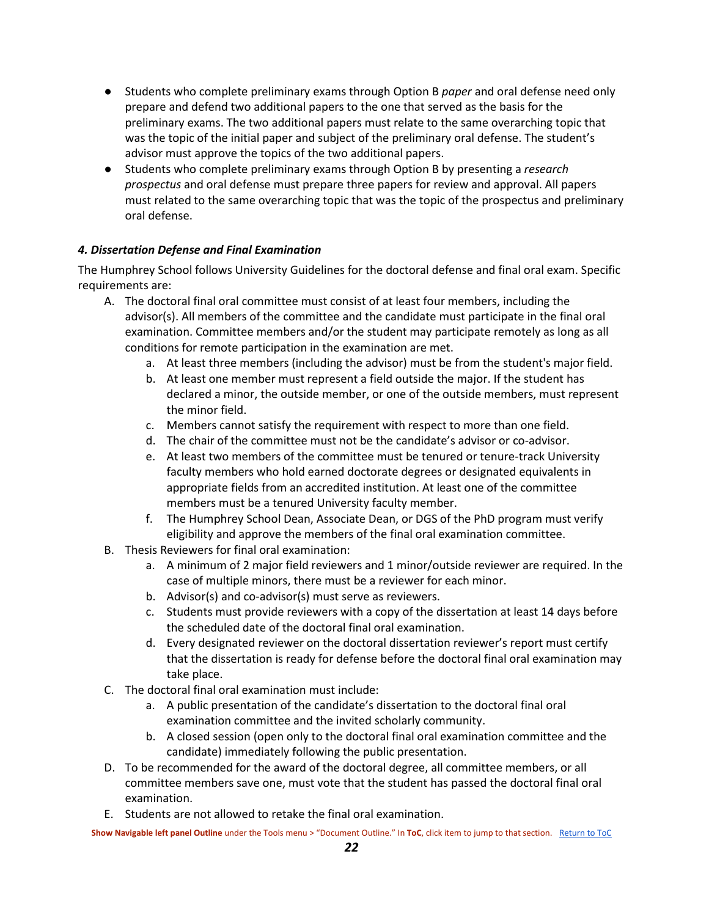- Students who complete preliminary exams through Option B *paper* and oral defense need only prepare and defend two additional papers to the one that served as the basis for the preliminary exams. The two additional papers must relate to the same overarching topic that was the topic of the initial paper and subject of the preliminary oral defense. The student's advisor must approve the topics of the two additional papers.
- Students who complete preliminary exams through Option B by presenting a *research prospectus* and oral defense must prepare three papers for review and approval. All papers must related to the same overarching topic that was the topic of the prospectus and preliminary oral defense.

#### *4. Dissertation Defense and Final Examination*

The Humphrey School follows University Guidelines for the doctoral defense and final oral exam. Specific requirements are:

A. The doctoral final oral committee must consist of at least four members, including the advisor(s). All members of the committee and the candidate must participate in the final oral examination. Committee members and/or the student may participate remotely as long as all conditions for remote participation in the examination are met.
   a. At least three members (including the advisor) must be from the student's major field.
   b. At least one member must represent a field outside the major. If the student has declared a minor, the outside member, or one of the outside members, must represent the minor field.
   c. Members cannot satisfy the requirement with respect to more than one field.
   d. The chair of the committee must not be the candidate's advisor or co-advisor.
   e. At least two members of the committee must be tenured or tenure-track University faculty members who hold earned doctorate degrees or designated equivalents in appropriate fields from an accredited institution. At least one of the committee members must be a tenured University faculty member.
   f. The Humphrey School Dean, Associate Dean, or DGS of the PhD program must verify eligibility and approve the members of the final oral examination committee.
B. Thesis Reviewers for final oral examination:
   a. A minimum of 2 major field reviewers and 1 minor/outside reviewer are required. In the case of multiple minors, there must be a reviewer for each minor.
   b. Advisor(s) and co-advisor(s) must serve as reviewers.
   c. Students must provide reviewers with a copy of the dissertation at least 14 days before the scheduled date of the doctoral final oral examination.
   d. Every designated reviewer on the doctoral dissertation reviewer's report must certify that the dissertation is ready for defense before the doctoral final oral examination may take place.
C. The doctoral final oral examination must include:
   a. A public presentation of the candidate's dissertation to the doctoral final oral examination committee and the invited scholarly community.
   b. A closed session (open only to the doctoral final oral examination committee and the candidate) immediately following the public presentation.
D. To be recommended for the award of the doctoral degree, all committee members, or all committee members save one, must vote that the student has passed the doctoral final oral examination.
E. Students are not allowed to retake the final oral examination.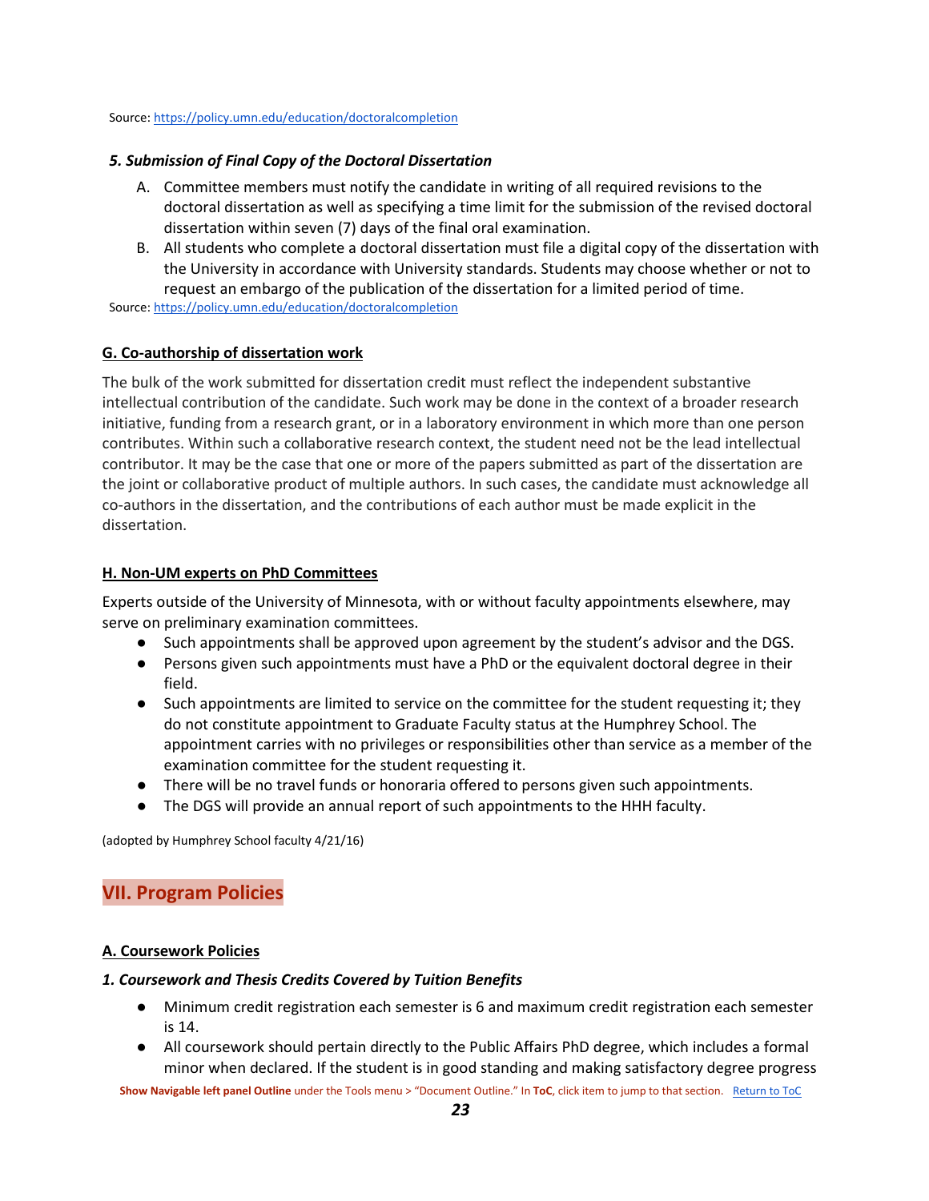Source: https://policy.umn.edu/education/doctoralcompletion

### *5. Submission of Final Copy of the Doctoral Dissertation*

A. Committee members must notify the candidate in writing of all required revisions to the doctoral dissertation as well as specifying a time limit for the submission of the revised doctoral dissertation within seven (7) days of the final oral examination.

B. All students who complete a doctoral dissertation must file a digital copy of the dissertation with the University in accordance with University standards. Students may choose whether or not to request an embargo of the publication of the dissertation for a limited period of time.

Source: https://policy.umn.edu/education/doctoralcompletion

### G. Co-authorship of dissertation work

The bulk of the work submitted for dissertation credit must reflect the independent substantive intellectual contribution of the candidate. Such work may be done in the context of a broader research initiative, funding from a research grant, or in a laboratory environment in which more than one person contributes. Within such a collaborative research context, the student need not be the lead intellectual contributor. It may be the case that one or more of the papers submitted as part of the dissertation are the joint or collaborative product of multiple authors. In such cases, the candidate must acknowledge all co-authors in the dissertation, and the contributions of each author must be made explicit in the dissertation.

### H. Non-UM experts on PhD Committees

Experts outside of the University of Minnesota, with or without faculty appointments elsewhere, may serve on preliminary examination committees.

- Such appointments shall be approved upon agreement by the student's advisor and the DGS.
- Persons given such appointments must have a PhD or the equivalent doctoral degree in their field.
- Such appointments are limited to service on the committee for the student requesting it; they do not constitute appointment to Graduate Faculty status at the Humphrey School. The appointment carries with no privileges or responsibilities other than service as a member of the examination committee for the student requesting it.
- There will be no travel funds or honoraria offered to persons given such appointments.
- The DGS will provide an annual report of such appointments to the HHH faculty.

(adopted by Humphrey School faculty 4/21/16)

## VII. Program Policies

### A. Coursework Policies

### *1. Coursework and Thesis Credits Covered by Tuition Benefits*

- Minimum credit registration each semester is 6 and maximum credit registration each semester is 14.
- All coursework should pertain directly to the Public Affairs PhD degree, which includes a formal minor when declared. If the student is in good standing and making satisfactory degree progress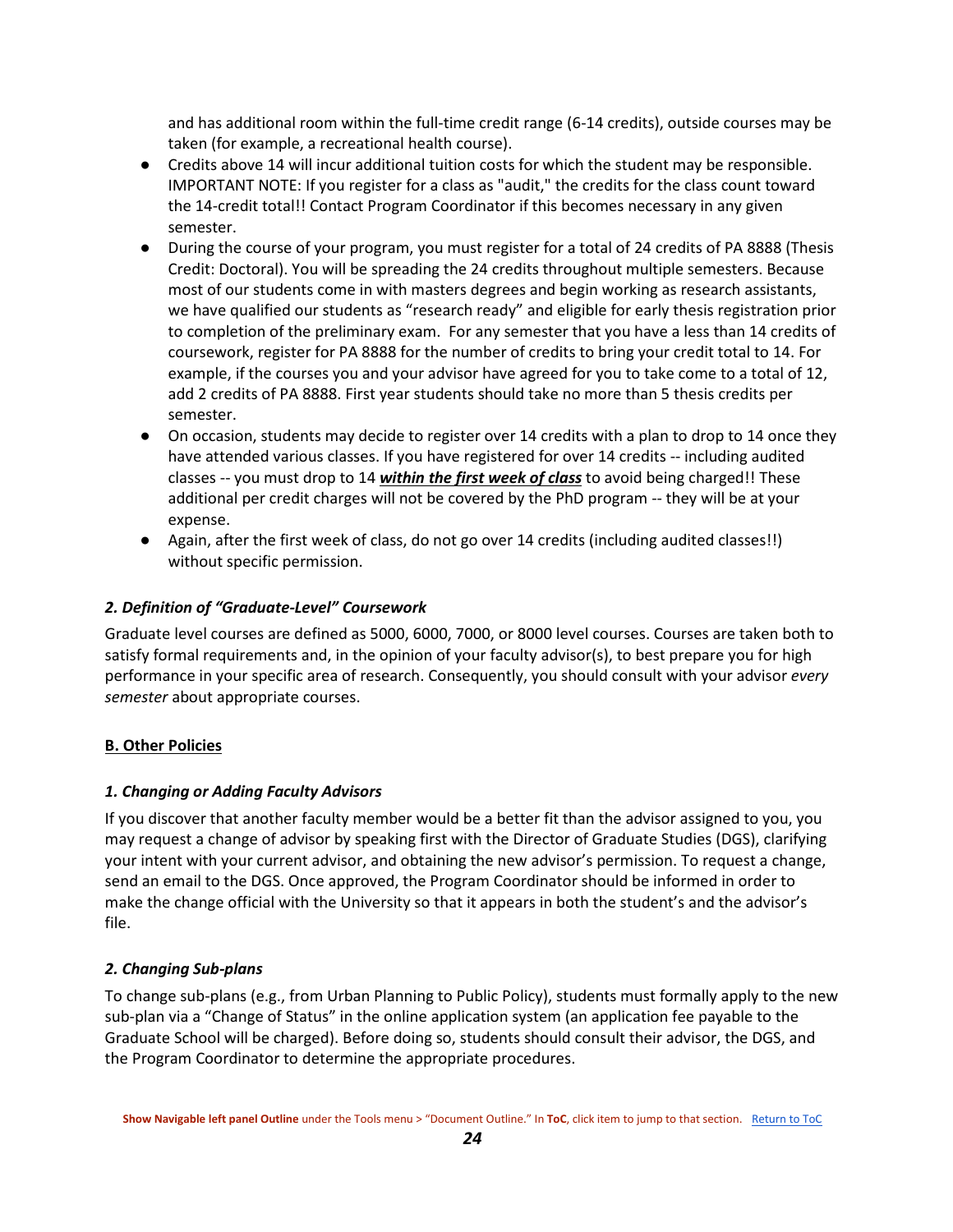and has additional room within the full-time credit range (6-14 credits), outside courses may be taken (for example, a recreational health course).

- Credits above 14 will incur additional tuition costs for which the student may be responsible. IMPORTANT NOTE: If you register for a class as "audit," the credits for the class count toward the 14-credit total!! Contact Program Coordinator if this becomes necessary in any given semester.
- During the course of your program, you must register for a total of 24 credits of PA 8888 (Thesis Credit: Doctoral). You will be spreading the 24 credits throughout multiple semesters. Because most of our students come in with masters degrees and begin working as research assistants, we have qualified our students as "research ready" and eligible for early thesis registration prior to completion of the preliminary exam. For any semester that you have a less than 14 credits of coursework, register for PA 8888 for the number of credits to bring your credit total to 14. For example, if the courses you and your advisor have agreed for you to take come to a total of 12, add 2 credits of PA 8888. First year students should take no more than 5 thesis credits per semester.
- On occasion, students may decide to register over 14 credits with a plan to drop to 14 once they have attended various classes. If you have registered for over 14 credits -- including audited classes -- you must drop to 14 ***within the first week of class*** to avoid being charged!! These additional per credit charges will not be covered by the PhD program -- they will be at your expense.
- Again, after the first week of class, do not go over 14 credits (including audited classes!!) without specific permission.

### *2. Definition of "Graduate-Level" Coursework*

Graduate level courses are defined as 5000, 6000, 7000, or 8000 level courses. Courses are taken both to satisfy formal requirements and, in the opinion of your faculty advisor(s), to best prepare you for high performance in your specific area of research. Consequently, you should consult with your advisor *every semester* about appropriate courses.

## B. Other Policies

### *1. Changing or Adding Faculty Advisors*

If you discover that another faculty member would be a better fit than the advisor assigned to you, you may request a change of advisor by speaking first with the Director of Graduate Studies (DGS), clarifying your intent with your current advisor, and obtaining the new advisor's permission. To request a change, send an email to the DGS. Once approved, the Program Coordinator should be informed in order to make the change official with the University so that it appears in both the student's and the advisor's file.

### *2. Changing Sub-plans*

To change sub-plans (e.g., from Urban Planning to Public Policy), students must formally apply to the new sub-plan via a "Change of Status" in the online application system (an application fee payable to the Graduate School will be charged). Before doing so, students should consult their advisor, the DGS, and the Program Coordinator to determine the appropriate procedures.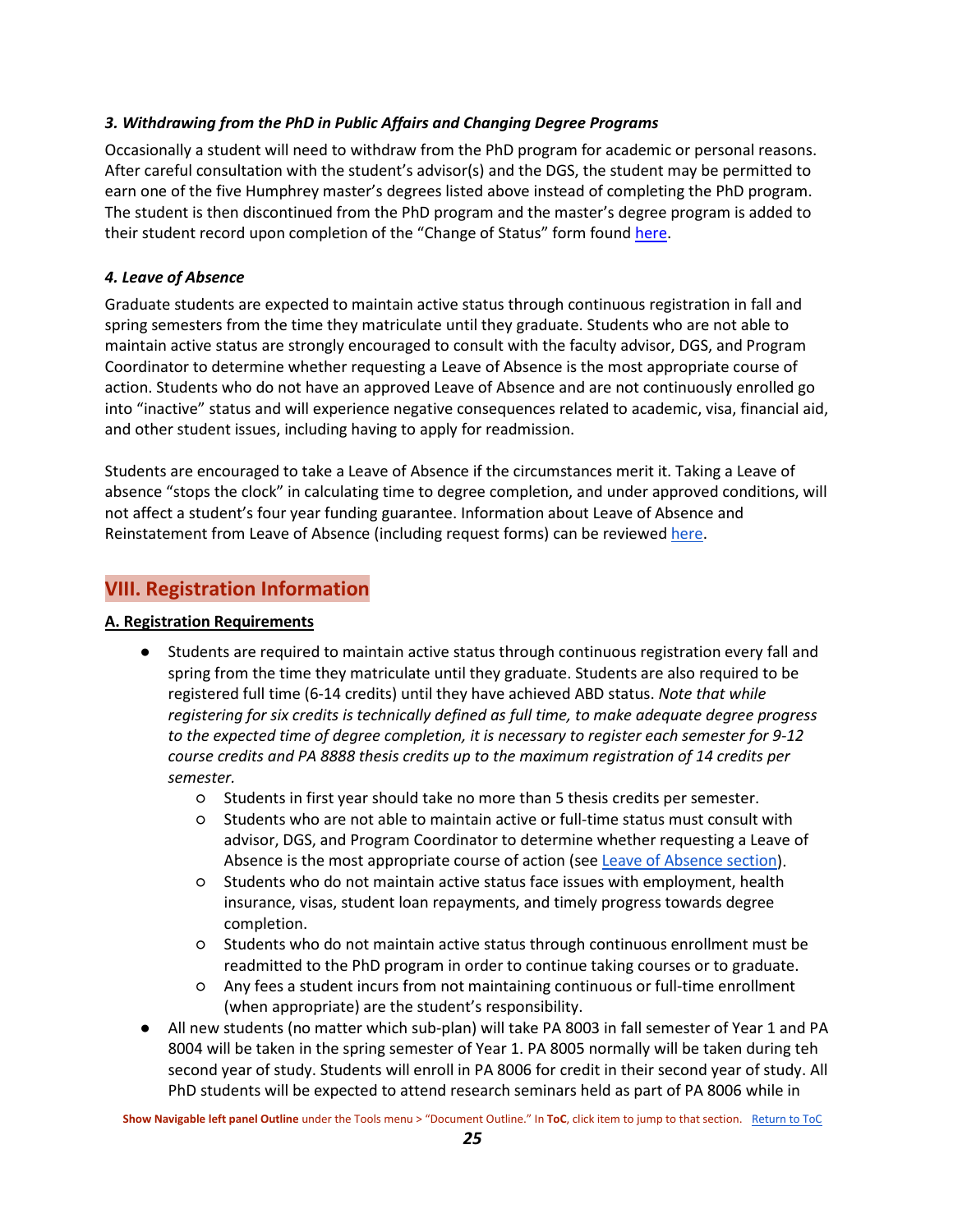### *3. Withdrawing from the PhD in Public Affairs and Changing Degree Programs*

Occasionally a student will need to withdraw from the PhD program for academic or personal reasons. After careful consultation with the student's advisor(s) and the DGS, the student may be permitted to earn one of the five Humphrey master's degrees listed above instead of completing the PhD program. The student is then discontinued from the PhD program and the master's degree program is added to their student record upon completion of the "Change of Status" form found [here](#).

### *4. Leave of Absence*

Graduate students are expected to maintain active status through continuous registration in fall and spring semesters from the time they matriculate until they graduate. Students who are not able to maintain active status are strongly encouraged to consult with the faculty advisor, DGS, and Program Coordinator to determine whether requesting a Leave of Absence is the most appropriate course of action. Students who do not have an approved Leave of Absence and are not continuously enrolled go into "inactive" status and will experience negative consequences related to academic, visa, financial aid, and other student issues, including having to apply for readmission.

Students are encouraged to take a Leave of Absence if the circumstances merit it. Taking a Leave of absence "stops the clock" in calculating time to degree completion, and under approved conditions, will not affect a student's four year funding guarantee. Information about Leave of Absence and Reinstatement from Leave of Absence (including request forms) can be reviewed [here](#).

## VIII. Registration Information

### A. Registration Requirements

- Students are required to maintain active status through continuous registration every fall and spring from the time they matriculate until they graduate. Students are also required to be registered full time (6-14 credits) until they have achieved ABD status. *Note that while registering for six credits is technically defined as full time, to make adequate degree progress to the expected time of degree completion, it is necessary to register each semester for 9-12 course credits and PA 8888 thesis credits up to the maximum registration of 14 credits per semester.*
  - Students in first year should take no more than 5 thesis credits per semester.
  - Students who are not able to maintain active or full-time status must consult with advisor, DGS, and Program Coordinator to determine whether requesting a Leave of Absence is the most appropriate course of action (see [Leave of Absence section](#)).
  - Students who do not maintain active status face issues with employment, health insurance, visas, student loan repayments, and timely progress towards degree completion.
  - Students who do not maintain active status through continuous enrollment must be readmitted to the PhD program in order to continue taking courses or to graduate.
  - Any fees a student incurs from not maintaining continuous or full-time enrollment (when appropriate) are the student's responsibility.
- All new students (no matter which sub-plan) will take PA 8003 in fall semester of Year 1 and PA 8004 will be taken in the spring semester of Year 1. PA 8005 normally will be taken during teh second year of study. Students will enroll in PA 8006 for credit in their second year of study. All PhD students will be expected to attend research seminars held as part of PA 8006 while in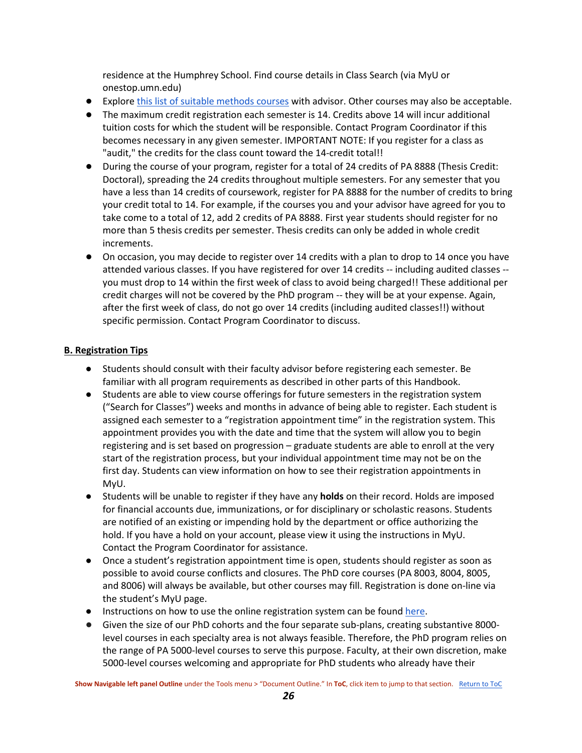residence at the Humphrey School. Find course details in Class Search (via MyU or onestop.umn.edu)

- Explore this list of suitable methods courses with advisor. Other courses may also be acceptable.
- The maximum credit registration each semester is 14. Credits above 14 will incur additional tuition costs for which the student will be responsible. Contact Program Coordinator if this becomes necessary in any given semester. IMPORTANT NOTE: If you register for a class as "audit," the credits for the class count toward the 14-credit total!!
- During the course of your program, register for a total of 24 credits of PA 8888 (Thesis Credit: Doctoral), spreading the 24 credits throughout multiple semesters. For any semester that you have a less than 14 credits of coursework, register for PA 8888 for the number of credits to bring your credit total to 14. For example, if the courses you and your advisor have agreed for you to take come to a total of 12, add 2 credits of PA 8888. First year students should register for no more than 5 thesis credits per semester. Thesis credits can only be added in whole credit increments.
- On occasion, you may decide to register over 14 credits with a plan to drop to 14 once you have attended various classes. If you have registered for over 14 credits -- including audited classes -- you must drop to 14 within the first week of class to avoid being charged!! These additional per credit charges will not be covered by the PhD program -- they will be at your expense. Again, after the first week of class, do not go over 14 credits (including audited classes!!) without specific permission. Contact Program Coordinator to discuss.

## B. Registration Tips

- Students should consult with their faculty advisor before registering each semester. Be familiar with all program requirements as described in other parts of this Handbook.
- Students are able to view course offerings for future semesters in the registration system ("Search for Classes") weeks and months in advance of being able to register. Each student is assigned each semester to a "registration appointment time" in the registration system. This appointment provides you with the date and time that the system will allow you to begin registering and is set based on progression – graduate students are able to enroll at the very start of the registration process, but your individual appointment time may not be on the first day. Students can view information on how to see their registration appointments in MyU.
- Students will be unable to register if they have any **holds** on their record. Holds are imposed for financial accounts due, immunizations, or for disciplinary or scholastic reasons. Students are notified of an existing or impending hold by the department or office authorizing the hold. If you have a hold on your account, please view it using the instructions in MyU. Contact the Program Coordinator for assistance.
- Once a student's registration appointment time is open, students should register as soon as possible to avoid course conflicts and closures. The PhD core courses (PA 8003, 8004, 8005, and 8006) will always be available, but other courses may fill. Registration is done on-line via the student's MyU page.
- Instructions on how to use the online registration system can be found here.
- Given the size of our PhD cohorts and the four separate sub-plans, creating substantive 8000-level courses in each specialty area is not always feasible. Therefore, the PhD program relies on the range of PA 5000-level courses to serve this purpose. Faculty, at their own discretion, make 5000-level courses welcoming and appropriate for PhD students who already have their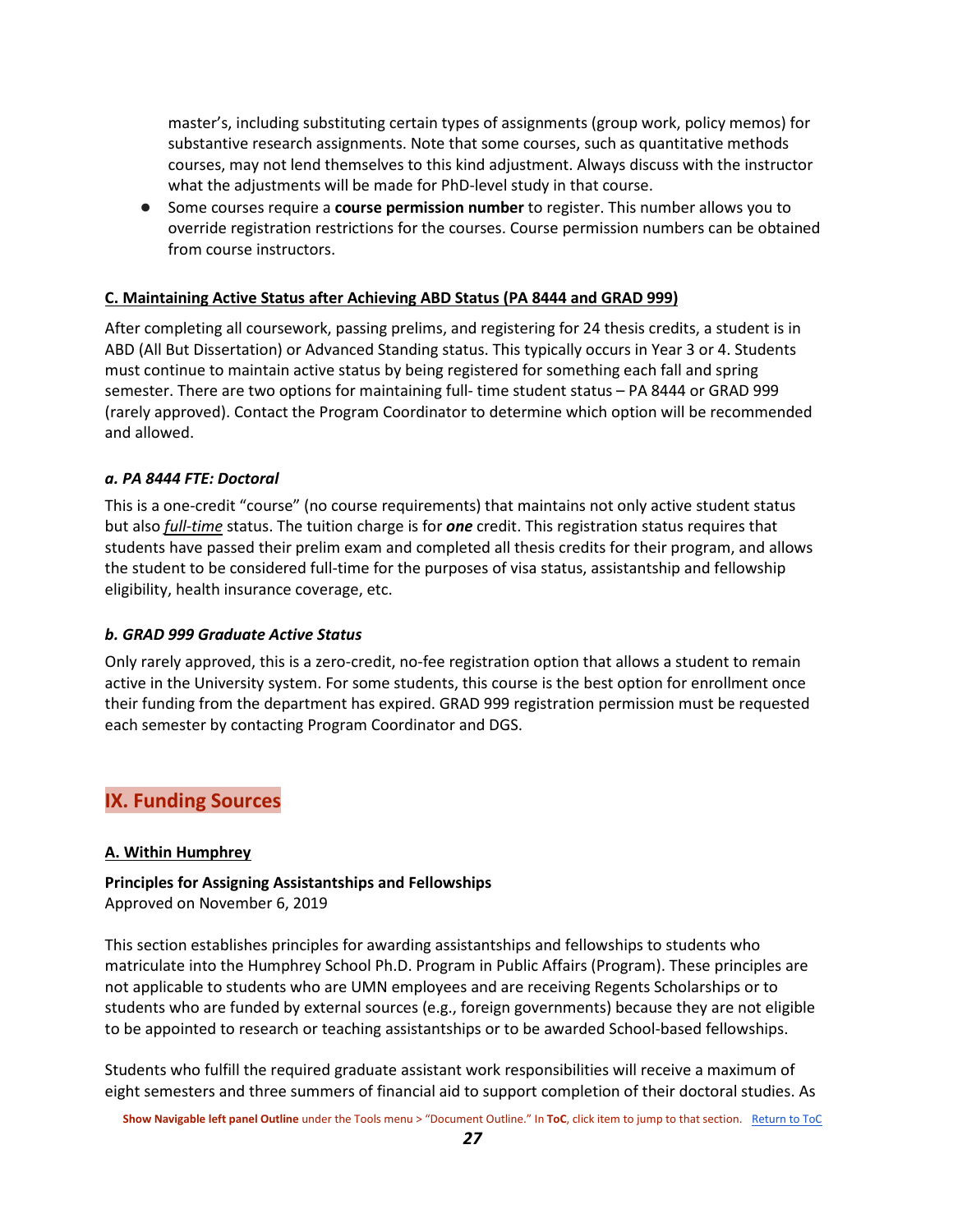master's, including substituting certain types of assignments (group work, policy memos) for substantive research assignments. Note that some courses, such as quantitative methods courses, may not lend themselves to this kind adjustment. Always discuss with the instructor what the adjustments will be made for PhD-level study in that course.

- Some courses require a **course permission number** to register. This number allows you to override registration restrictions for the courses. Course permission numbers can be obtained from course instructors.

### C. Maintaining Active Status after Achieving ABD Status (PA 8444 and GRAD 999)

After completing all coursework, passing prelims, and registering for 24 thesis credits, a student is in ABD (All But Dissertation) or Advanced Standing status. This typically occurs in Year 3 or 4. Students must continue to maintain active status by being registered for something each fall and spring semester. There are two options for maintaining full- time student status – PA 8444 or GRAD 999 (rarely approved). Contact the Program Coordinator to determine which option will be recommended and allowed.

#### *a. PA 8444 FTE: Doctoral*

This is a one-credit "course" (no course requirements) that maintains not only active student status but also *full-time* status. The tuition charge is for ***one*** credit. This registration status requires that students have passed their prelim exam and completed all thesis credits for their program, and allows the student to be considered full-time for the purposes of visa status, assistantship and fellowship eligibility, health insurance coverage, etc.

#### *b. GRAD 999 Graduate Active Status*

Only rarely approved, this is a zero-credit, no-fee registration option that allows a student to remain active in the University system. For some students, this course is the best option for enrollment once their funding from the department has expired. GRAD 999 registration permission must be requested each semester by contacting Program Coordinator and DGS.

## IX. Funding Sources

### A. Within Humphrey

**Principles for Assigning Assistantships and Fellowships**
Approved on November 6, 2019

This section establishes principles for awarding assistantships and fellowships to students who matriculate into the Humphrey School Ph.D. Program in Public Affairs (Program). These principles are not applicable to students who are UMN employees and are receiving Regents Scholarships or to students who are funded by external sources (e.g., foreign governments) because they are not eligible to be appointed to research or teaching assistantships or to be awarded School-based fellowships.

Students who fulfill the required graduate assistant work responsibilities will receive a maximum of eight semesters and three summers of financial aid to support completion of their doctoral studies. As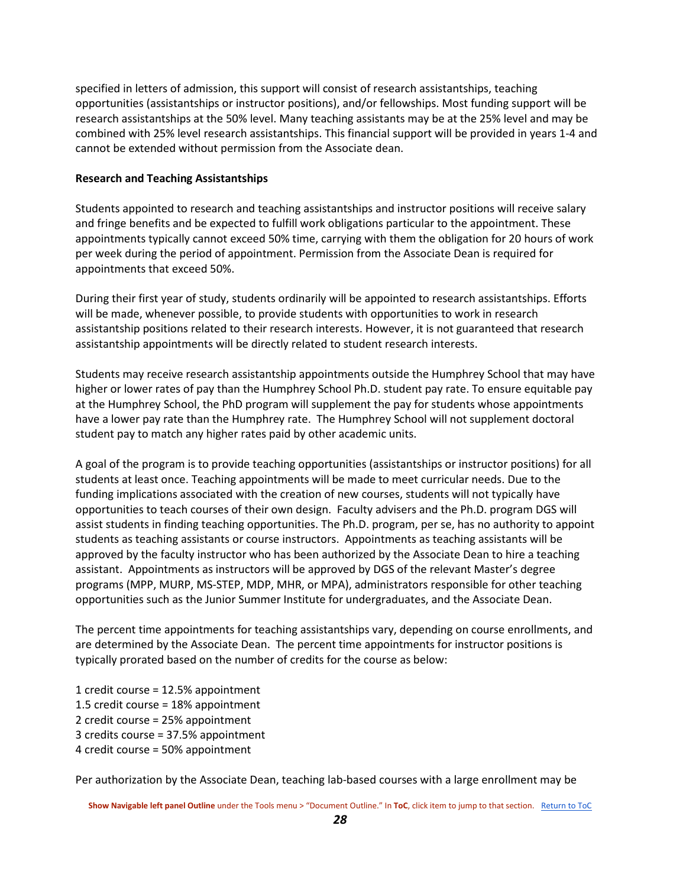specified in letters of admission, this support will consist of research assistantships, teaching opportunities (assistantships or instructor positions), and/or fellowships. Most funding support will be research assistantships at the 50% level. Many teaching assistants may be at the 25% level and may be combined with 25% level research assistantships. This financial support will be provided in years 1-4 and cannot be extended without permission from the Associate dean.

**Research and Teaching Assistantships**

Students appointed to research and teaching assistantships and instructor positions will receive salary and fringe benefits and be expected to fulfill work obligations particular to the appointment. These appointments typically cannot exceed 50% time, carrying with them the obligation for 20 hours of work per week during the period of appointment. Permission from the Associate Dean is required for appointments that exceed 50%.

During their first year of study, students ordinarily will be appointed to research assistantships. Efforts will be made, whenever possible, to provide students with opportunities to work in research assistantship positions related to their research interests. However, it is not guaranteed that research assistantship appointments will be directly related to student research interests.

Students may receive research assistantship appointments outside the Humphrey School that may have higher or lower rates of pay than the Humphrey School Ph.D. student pay rate. To ensure equitable pay at the Humphrey School, the PhD program will supplement the pay for students whose appointments have a lower pay rate than the Humphrey rate. The Humphrey School will not supplement doctoral student pay to match any higher rates paid by other academic units.

A goal of the program is to provide teaching opportunities (assistantships or instructor positions) for all students at least once. Teaching appointments will be made to meet curricular needs. Due to the funding implications associated with the creation of new courses, students will not typically have opportunities to teach courses of their own design. Faculty advisers and the Ph.D. program DGS will assist students in finding teaching opportunities. The Ph.D. program, per se, has no authority to appoint students as teaching assistants or course instructors. Appointments as teaching assistants will be approved by the faculty instructor who has been authorized by the Associate Dean to hire a teaching assistant. Appointments as instructors will be approved by DGS of the relevant Master's degree programs (MPP, MURP, MS-STEP, MDP, MHR, or MPA), administrators responsible for other teaching opportunities such as the Junior Summer Institute for undergraduates, and the Associate Dean.

The percent time appointments for teaching assistantships vary, depending on course enrollments, and are determined by the Associate Dean. The percent time appointments for instructor positions is typically prorated based on the number of credits for the course as below:

1 credit course = 12.5% appointment
1.5 credit course = 18% appointment
2 credit course = 25% appointment
3 credits course = 37.5% appointment
4 credit course = 50% appointment

Per authorization by the Associate Dean, teaching lab-based courses with a large enrollment may be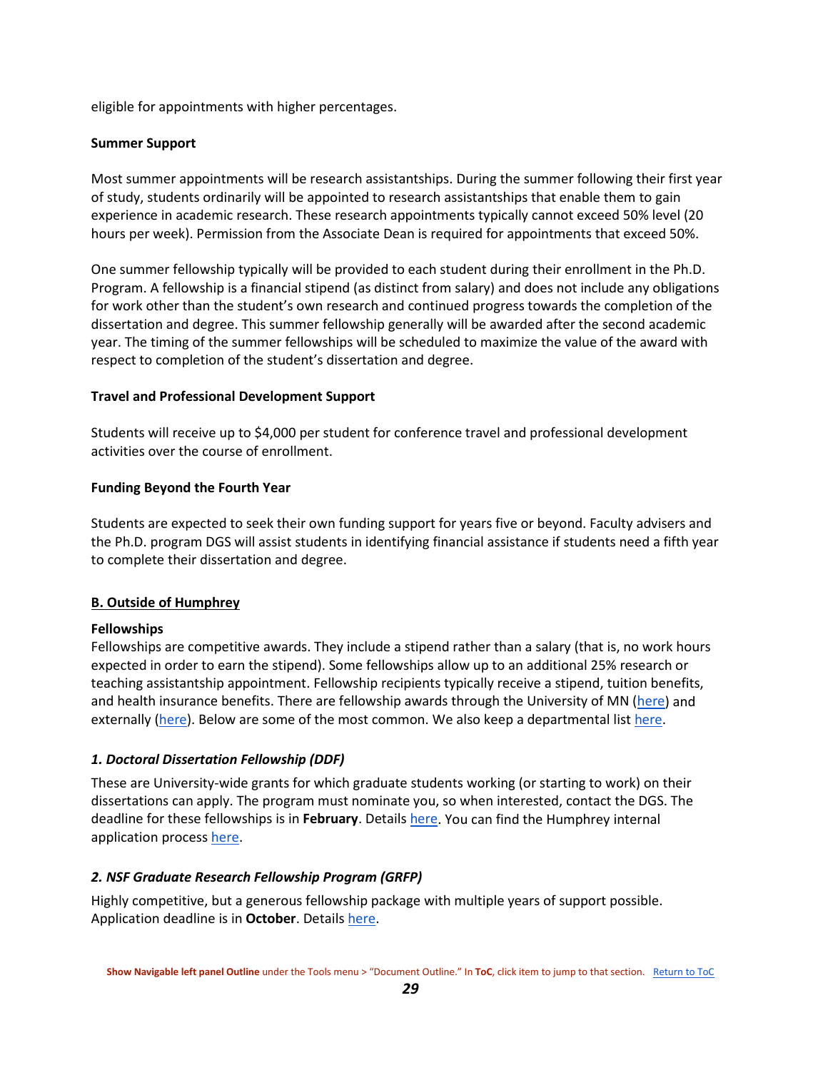eligible for appointments with higher percentages.

**Summer Support**

Most summer appointments will be research assistantships. During the summer following their first year of study, students ordinarily will be appointed to research assistantships that enable them to gain experience in academic research. These research appointments typically cannot exceed 50% level (20 hours per week). Permission from the Associate Dean is required for appointments that exceed 50%.

One summer fellowship typically will be provided to each student during their enrollment in the Ph.D. Program. A fellowship is a financial stipend (as distinct from salary) and does not include any obligations for work other than the student's own research and continued progress towards the completion of the dissertation and degree. This summer fellowship generally will be awarded after the second academic year. The timing of the summer fellowships will be scheduled to maximize the value of the award with respect to completion of the student's dissertation and degree.

**Travel and Professional Development Support**

Students will receive up to $4,000 per student for conference travel and professional development activities over the course of enrollment.

**Funding Beyond the Fourth Year**

Students are expected to seek their own funding support for years five or beyond. Faculty advisers and the Ph.D. program DGS will assist students in identifying financial assistance if students need a fifth year to complete their dissertation and degree.

## B. Outside of Humphrey

**Fellowships**

Fellowships are competitive awards. They include a stipend rather than a salary (that is, no work hours expected in order to earn the stipend). Some fellowships allow up to an additional 25% research or teaching assistantship appointment. Fellowship recipients typically receive a stipend, tuition benefits, and health insurance benefits. There are fellowship awards through the University of MN (here) and externally (here). Below are some of the most common. We also keep a departmental list here.

### *1. Doctoral Dissertation Fellowship (DDF)*

These are University-wide grants for which graduate students working (or starting to work) on their dissertations can apply. The program must nominate you, so when interested, contact the DGS. The deadline for these fellowships is in **February**. Details here. You can find the Humphrey internal application process here.

### *2. NSF Graduate Research Fellowship Program (GRFP)*

Highly competitive, but a generous fellowship package with multiple years of support possible. Application deadline is in **October**. Details here.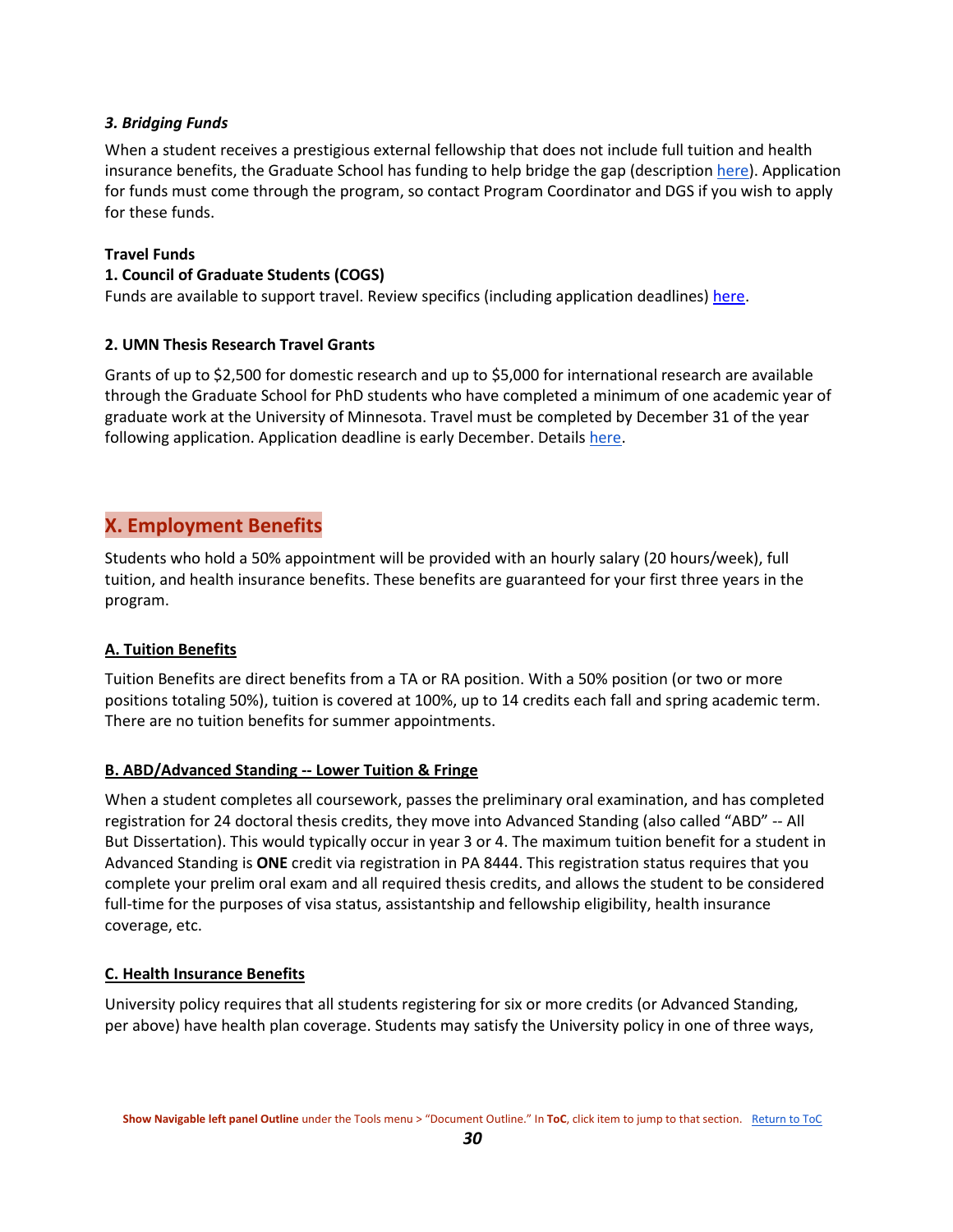***3. Bridging Funds***

When a student receives a prestigious external fellowship that does not include full tuition and health insurance benefits, the Graduate School has funding to help bridge the gap (description here). Application for funds must come through the program, so contact Program Coordinator and DGS if you wish to apply for these funds.

**Travel Funds**

**1. Council of Graduate Students (COGS)**

Funds are available to support travel. Review specifics (including application deadlines) here.

**2. UMN Thesis Research Travel Grants**

Grants of up to $2,500 for domestic research and up to $5,000 for international research are available through the Graduate School for PhD students who have completed a minimum of one academic year of graduate work at the University of Minnesota. Travel must be completed by December 31 of the year following application. Application deadline is early December. Details here.

## X. Employment Benefits

Students who hold a 50% appointment will be provided with an hourly salary (20 hours/week), full tuition, and health insurance benefits. These benefits are guaranteed for your first three years in the program.

### A. Tuition Benefits

Tuition Benefits are direct benefits from a TA or RA position. With a 50% position (or two or more positions totaling 50%), tuition is covered at 100%, up to 14 credits each fall and spring academic term. There are no tuition benefits for summer appointments.

### B. ABD/Advanced Standing -- Lower Tuition & Fringe

When a student completes all coursework, passes the preliminary oral examination, and has completed registration for 24 doctoral thesis credits, they move into Advanced Standing (also called "ABD" -- All But Dissertation). This would typically occur in year 3 or 4. The maximum tuition benefit for a student in Advanced Standing is **ONE** credit via registration in PA 8444. This registration status requires that you complete your prelim oral exam and all required thesis credits, and allows the student to be considered full-time for the purposes of visa status, assistantship and fellowship eligibility, health insurance coverage, etc.

### C. Health Insurance Benefits

University policy requires that all students registering for six or more credits (or Advanced Standing, per above) have health plan coverage. Students may satisfy the University policy in one of three ways,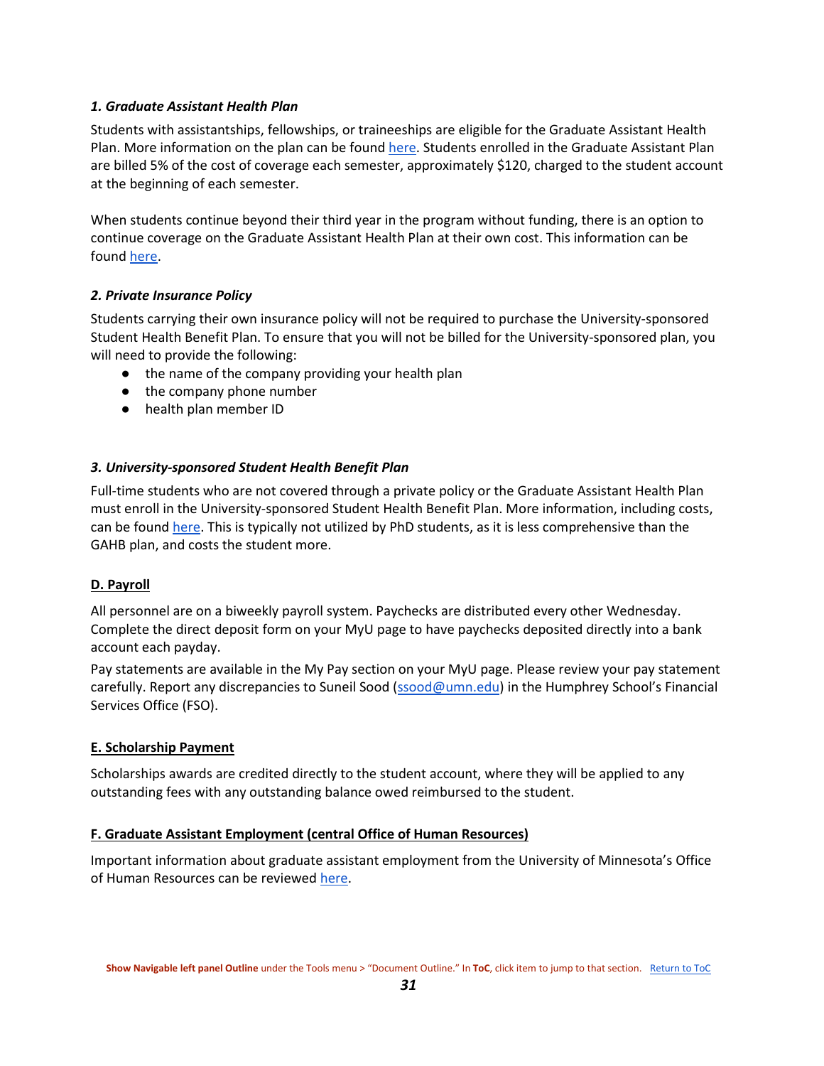#### *1. Graduate Assistant Health Plan*

Students with assistantships, fellowships, or traineeships are eligible for the Graduate Assistant Health Plan. More information on the plan can be found here. Students enrolled in the Graduate Assistant Plan are billed 5% of the cost of coverage each semester, approximately $120, charged to the student account at the beginning of each semester.

When students continue beyond their third year in the program without funding, there is an option to continue coverage on the Graduate Assistant Health Plan at their own cost. This information can be found here.

#### *2. Private Insurance Policy*

Students carrying their own insurance policy will not be required to purchase the University-sponsored Student Health Benefit Plan. To ensure that you will not be billed for the University-sponsored plan, you will need to provide the following:

- the name of the company providing your health plan
- the company phone number
- health plan member ID

#### *3. University-sponsored Student Health Benefit Plan*

Full-time students who are not covered through a private policy or the Graduate Assistant Health Plan must enroll in the University-sponsored Student Health Benefit Plan. More information, including costs, can be found here. This is typically not utilized by PhD students, as it is less comprehensive than the GAHB plan, and costs the student more.

### D. Payroll

All personnel are on a biweekly payroll system. Paychecks are distributed every other Wednesday. Complete the direct deposit form on your MyU page to have paychecks deposited directly into a bank account each payday.

Pay statements are available in the My Pay section on your MyU page. Please review your pay statement carefully. Report any discrepancies to Suneil Sood (ssood@umn.edu) in the Humphrey School's Financial Services Office (FSO).

### E. Scholarship Payment

Scholarships awards are credited directly to the student account, where they will be applied to any outstanding fees with any outstanding balance owed reimbursed to the student.

### F. Graduate Assistant Employment (central Office of Human Resources)

Important information about graduate assistant employment from the University of Minnesota's Office of Human Resources can be reviewed here.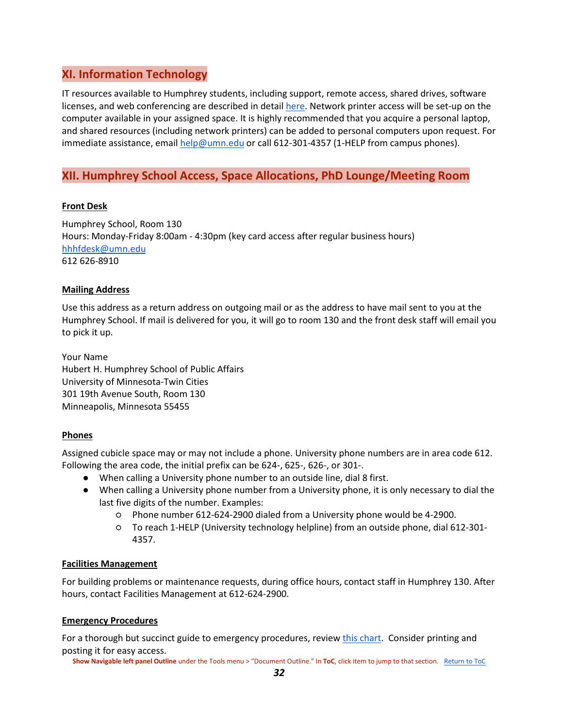## XI. Information Technology

IT resources available to Humphrey students, including support, remote access, shared drives, software licenses, and web conferencing are described in detail here. Network printer access will be set-up on the computer available in your assigned space. It is highly recommended that you acquire a personal laptop, and shared resources (including network printers) can be added to personal computers upon request. For immediate assistance, email help@umn.edu or call 612-301-4357 (1-HELP from campus phones).

## XII. Humphrey School Access, Space Allocations, PhD Lounge/Meeting Room

**Front Desk**

Humphrey School, Room 130
Hours: Monday-Friday 8:00am - 4:30pm (key card access after regular business hours)
hhhfdesk@umn.edu
612 626-8910

**Mailing Address**

Use this address as a return address on outgoing mail or as the address to have mail sent to you at the Humphrey School. If mail is delivered for you, it will go to room 130 and the front desk staff will email you to pick it up.

Your Name
Hubert H. Humphrey School of Public Affairs
University of Minnesota-Twin Cities
301 19th Avenue South, Room 130
Minneapolis, Minnesota 55455

**Phones**

Assigned cubicle space may or may not include a phone. University phone numbers are in area code 612. Following the area code, the initial prefix can be 624-, 625-, 626-, or 301-.

- When calling a University phone number to an outside line, dial 8 first.
- When calling a University phone number from a University phone, it is only necessary to dial the last five digits of the number. Examples:
  - Phone number 612-624-2900 dialed from a University phone would be 4-2900.
  - To reach 1-HELP (University technology helpline) from an outside phone, dial 612-301-4357.

**Facilities Management**

For building problems or maintenance requests, during office hours, contact staff in Humphrey 130. After hours, contact Facilities Management at 612-624-2900.

**Emergency Procedures**

For a thorough but succinct guide to emergency procedures, review this chart. Consider printing and posting it for easy access.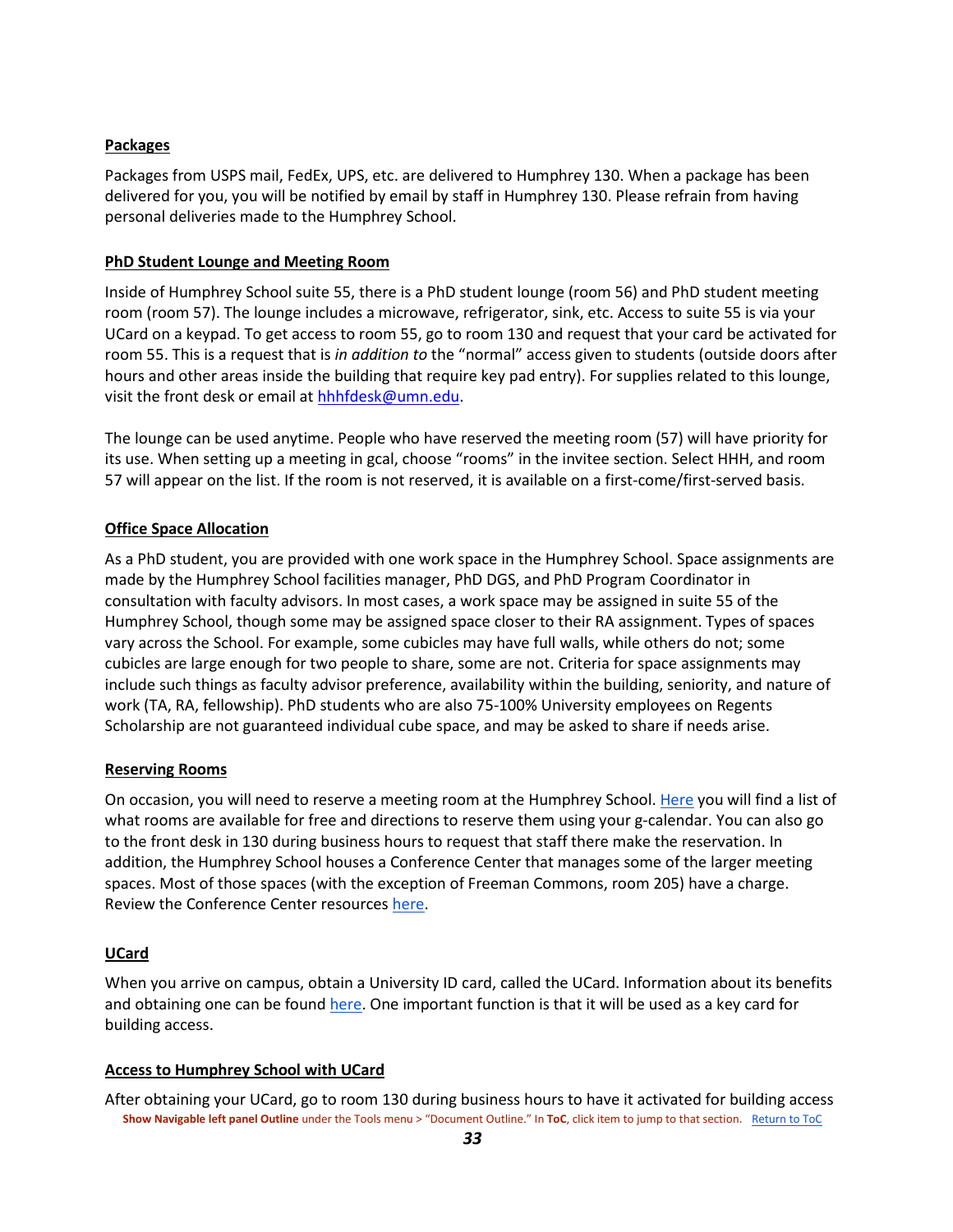**Packages**

Packages from USPS mail, FedEx, UPS, etc. are delivered to Humphrey 130. When a package has been delivered for you, you will be notified by email by staff in Humphrey 130. Please refrain from having personal deliveries made to the Humphrey School.

**PhD Student Lounge and Meeting Room**

Inside of Humphrey School suite 55, there is a PhD student lounge (room 56) and PhD student meeting room (room 57). The lounge includes a microwave, refrigerator, sink, etc. Access to suite 55 is via your UCard on a keypad. To get access to room 55, go to room 130 and request that your card be activated for room 55. This is a request that is *in addition to* the "normal" access given to students (outside doors after hours and other areas inside the building that require key pad entry). For supplies related to this lounge, visit the front desk or email at hhhfdesk@umn.edu.

The lounge can be used anytime. People who have reserved the meeting room (57) will have priority for its use. When setting up a meeting in gcal, choose "rooms" in the invitee section. Select HHH, and room 57 will appear on the list. If the room is not reserved, it is available on a first-come/first-served basis.

**Office Space Allocation**

As a PhD student, you are provided with one work space in the Humphrey School. Space assignments are made by the Humphrey School facilities manager, PhD DGS, and PhD Program Coordinator in consultation with faculty advisors. In most cases, a work space may be assigned in suite 55 of the Humphrey School, though some may be assigned space closer to their RA assignment. Types of spaces vary across the School. For example, some cubicles may have full walls, while others do not; some cubicles are large enough for two people to share, some are not. Criteria for space assignments may include such things as faculty advisor preference, availability within the building, seniority, and nature of work (TA, RA, fellowship). PhD students who are also 75-100% University employees on Regents Scholarship are not guaranteed individual cube space, and may be asked to share if needs arise.

**Reserving Rooms**

On occasion, you will need to reserve a meeting room at the Humphrey School. Here you will find a list of what rooms are available for free and directions to reserve them using your g-calendar. You can also go to the front desk in 130 during business hours to request that staff there make the reservation. In addition, the Humphrey School houses a Conference Center that manages some of the larger meeting spaces. Most of those spaces (with the exception of Freeman Commons, room 205) have a charge. Review the Conference Center resources here.

**UCard**

When you arrive on campus, obtain a University ID card, called the UCard. Information about its benefits and obtaining one can be found here. One important function is that it will be used as a key card for building access.

**Access to Humphrey School with UCard**

After obtaining your UCard, go to room 130 during business hours to have it activated for building access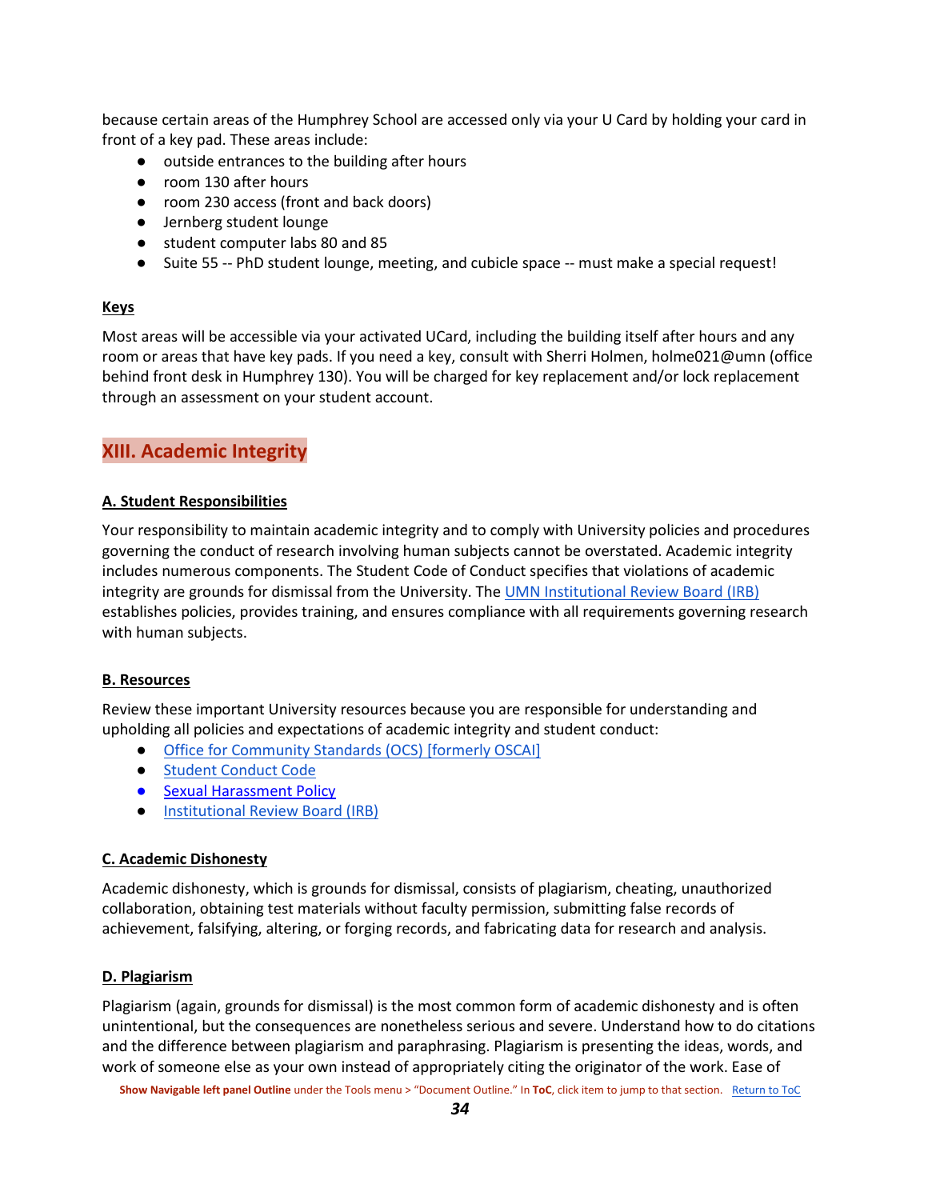because certain areas of the Humphrey School are accessed only via your U Card by holding your card in front of a key pad. These areas include:

- outside entrances to the building after hours
- room 130 after hours
- room 230 access (front and back doors)
- Jernberg student lounge
- student computer labs 80 and 85
- Suite 55 -- PhD student lounge, meeting, and cubicle space -- must make a special request!

### Keys

Most areas will be accessible via your activated UCard, including the building itself after hours and any room or areas that have key pads. If you need a key, consult with Sherri Holmen, holme021@umn (office behind front desk in Humphrey 130). You will be charged for key replacement and/or lock replacement through an assessment on your student account.

## XIII. Academic Integrity

### A. Student Responsibilities

Your responsibility to maintain academic integrity and to comply with University policies and procedures governing the conduct of research involving human subjects cannot be overstated. Academic integrity includes numerous components. The Student Code of Conduct specifies that violations of academic integrity are grounds for dismissal from the University. The UMN Institutional Review Board (IRB) establishes policies, provides training, and ensures compliance with all requirements governing research with human subjects.

### B. Resources

Review these important University resources because you are responsible for understanding and upholding all policies and expectations of academic integrity and student conduct:

- Office for Community Standards (OCS) [formerly OSCAI]
- Student Conduct Code
- Sexual Harassment Policy
- Institutional Review Board (IRB)

### C. Academic Dishonesty

Academic dishonesty, which is grounds for dismissal, consists of plagiarism, cheating, unauthorized collaboration, obtaining test materials without faculty permission, submitting false records of achievement, falsifying, altering, or forging records, and fabricating data for research and analysis.

### D. Plagiarism

Plagiarism (again, grounds for dismissal) is the most common form of academic dishonesty and is often unintentional, but the consequences are nonetheless serious and severe. Understand how to do citations and the difference between plagiarism and paraphrasing. Plagiarism is presenting the ideas, words, and work of someone else as your own instead of appropriately citing the originator of the work. Ease of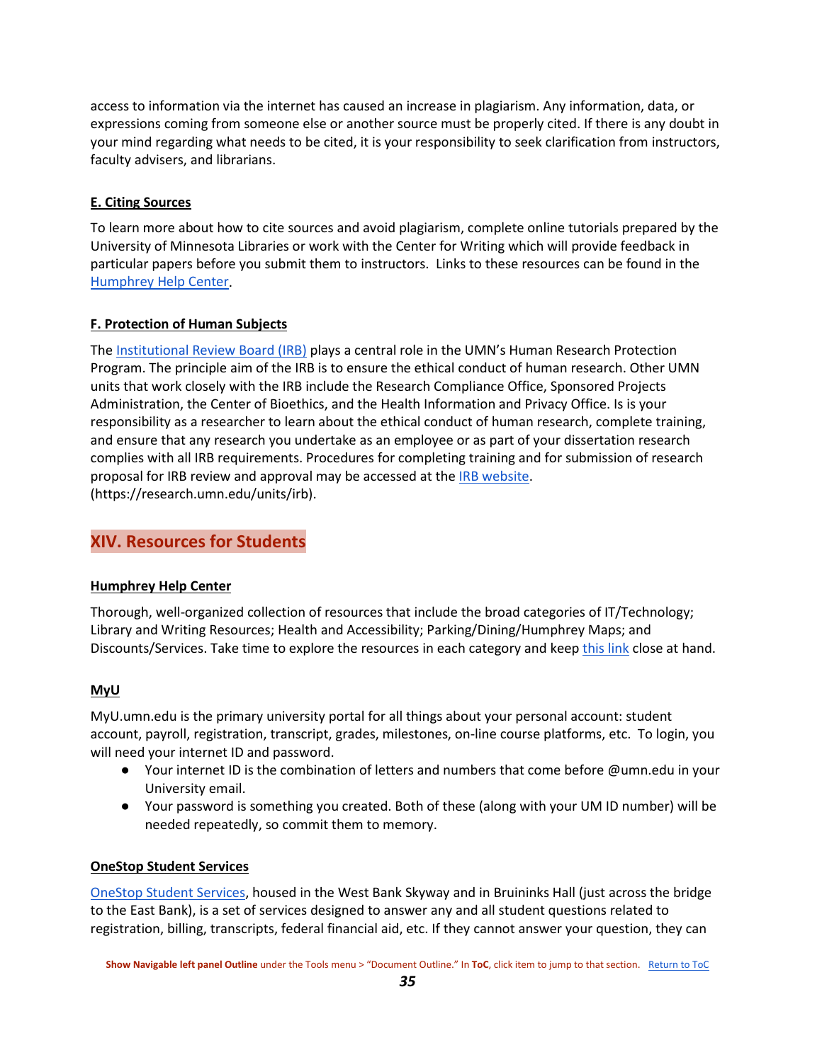access to information via the internet has caused an increase in plagiarism. Any information, data, or expressions coming from someone else or another source must be properly cited. If there is any doubt in your mind regarding what needs to be cited, it is your responsibility to seek clarification from instructors, faculty advisers, and librarians.

### E. Citing Sources

To learn more about how to cite sources and avoid plagiarism, complete online tutorials prepared by the University of Minnesota Libraries or work with the Center for Writing which will provide feedback in particular papers before you submit them to instructors. Links to these resources can be found in the Humphrey Help Center.

### F. Protection of Human Subjects

The Institutional Review Board (IRB) plays a central role in the UMN's Human Research Protection Program. The principle aim of the IRB is to ensure the ethical conduct of human research. Other UMN units that work closely with the IRB include the Research Compliance Office, Sponsored Projects Administration, the Center of Bioethics, and the Health Information and Privacy Office. Is is your responsibility as a researcher to learn about the ethical conduct of human research, complete training, and ensure that any research you undertake as an employee or as part of your dissertation research complies with all IRB requirements. Procedures for completing training and for submission of research proposal for IRB review and approval may be accessed at the IRB website. (https://research.umn.edu/units/irb).

## XIV. Resources for Students

### Humphrey Help Center

Thorough, well-organized collection of resources that include the broad categories of IT/Technology; Library and Writing Resources; Health and Accessibility; Parking/Dining/Humphrey Maps; and Discounts/Services. Take time to explore the resources in each category and keep this link close at hand.

### MyU

MyU.umn.edu is the primary university portal for all things about your personal account: student account, payroll, registration, transcript, grades, milestones, on-line course platforms, etc. To login, you will need your internet ID and password.

- Your internet ID is the combination of letters and numbers that come before @umn.edu in your University email.
- Your password is something you created. Both of these (along with your UM ID number) will be needed repeatedly, so commit them to memory.

### OneStop Student Services

OneStop Student Services, housed in the West Bank Skyway and in Bruininks Hall (just across the bridge to the East Bank), is a set of services designed to answer any and all student questions related to registration, billing, transcripts, federal financial aid, etc. If they cannot answer your question, they can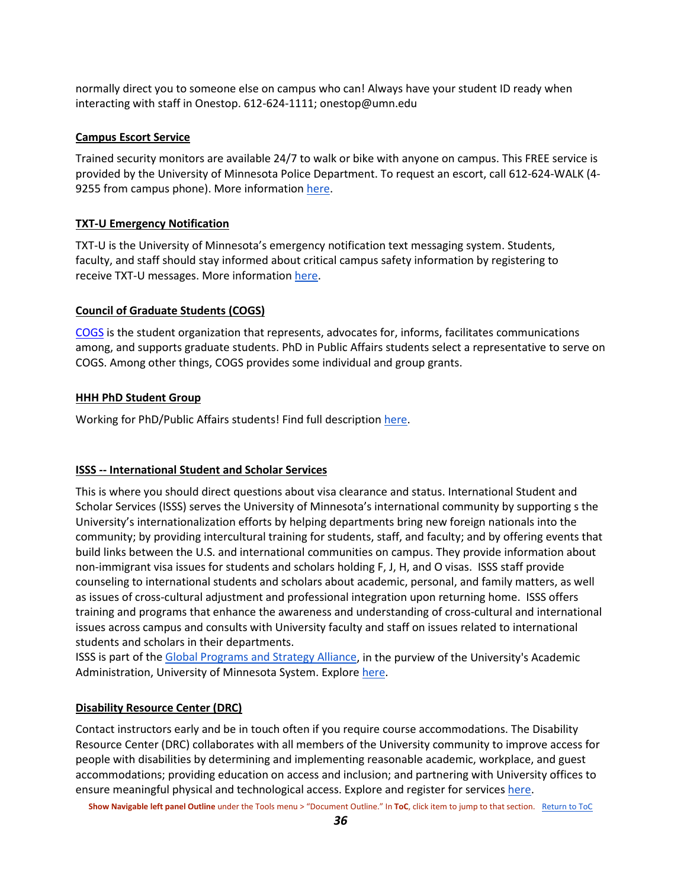normally direct you to someone else on campus who can! Always have your student ID ready when interacting with staff in Onestop. 612-624-1111; onestop@umn.edu

### Campus Escort Service

Trained security monitors are available 24/7 to walk or bike with anyone on campus. This FREE service is provided by the University of Minnesota Police Department. To request an escort, call 612-624-WALK (4-9255 from campus phone). More information here.

### TXT-U Emergency Notification

TXT-U is the University of Minnesota's emergency notification text messaging system. Students, faculty, and staff should stay informed about critical campus safety information by registering to receive TXT-U messages. More information here.

### Council of Graduate Students (COGS)

COGS is the student organization that represents, advocates for, informs, facilitates communications among, and supports graduate students. PhD in Public Affairs students select a representative to serve on COGS. Among other things, COGS provides some individual and group grants.

### HHH PhD Student Group

Working for PhD/Public Affairs students! Find full description here.

### ISSS -- International Student and Scholar Services

This is where you should direct questions about visa clearance and status. International Student and Scholar Services (ISSS) serves the University of Minnesota's international community by supporting s the University's internationalization efforts by helping departments bring new foreign nationals into the community; by providing intercultural training for students, staff, and faculty; and by offering events that build links between the U.S. and international communities on campus. They provide information about non-immigrant visa issues for students and scholars holding F, J, H, and O visas. ISSS staff provide counseling to international students and scholars about academic, personal, and family matters, as well as issues of cross-cultural adjustment and professional integration upon returning home. ISSS offers training and programs that enhance the awareness and understanding of cross-cultural and international issues across campus and consults with University faculty and staff on issues related to international students and scholars in their departments.
ISSS is part of the Global Programs and Strategy Alliance, in the purview of the University's Academic Administration, University of Minnesota System. Explore here.

### Disability Resource Center (DRC)

Contact instructors early and be in touch often if you require course accommodations. The Disability Resource Center (DRC) collaborates with all members of the University community to improve access for people with disabilities by determining and implementing reasonable academic, workplace, and guest accommodations; providing education on access and inclusion; and partnering with University offices to ensure meaningful physical and technological access. Explore and register for services here.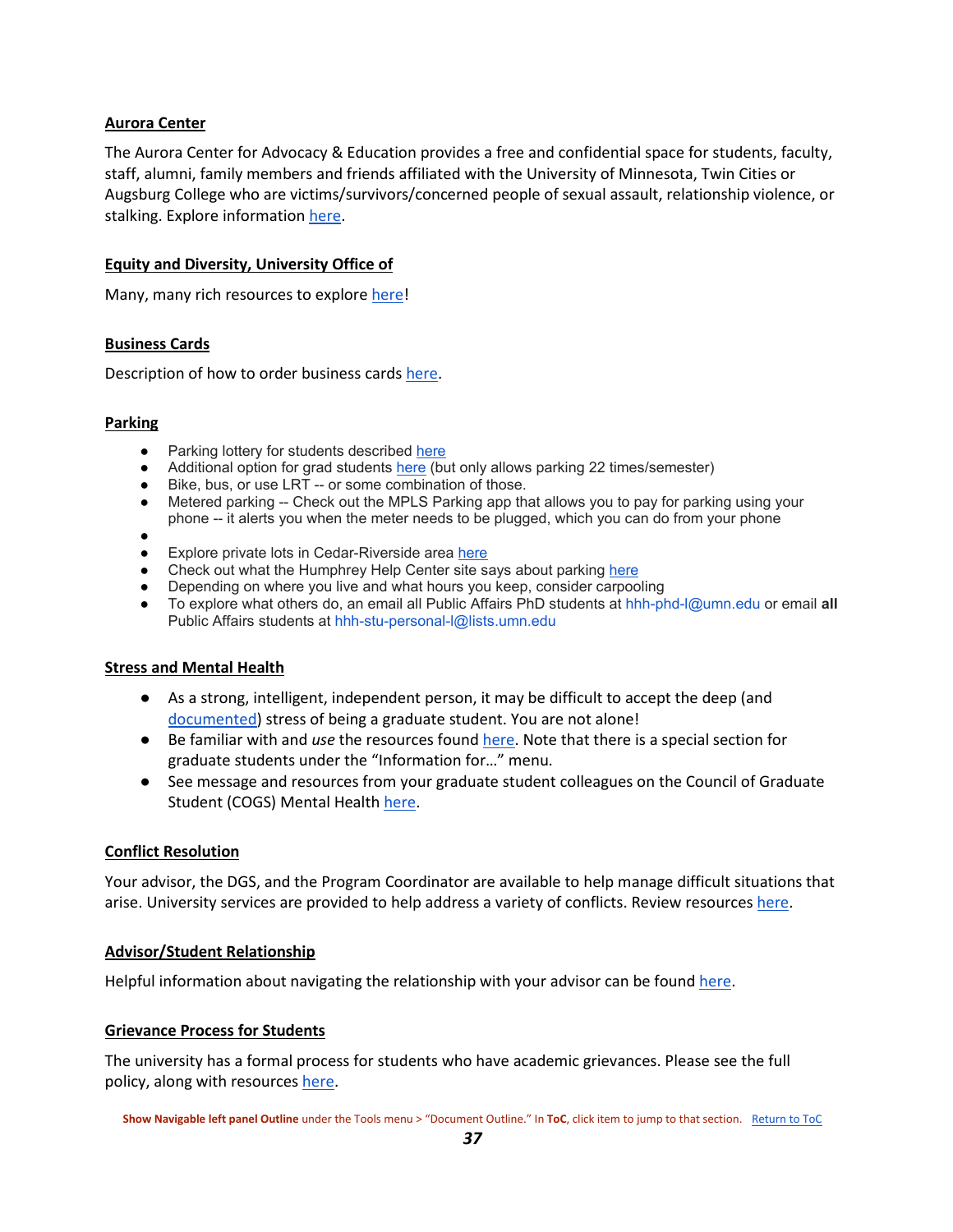**Aurora Center**

The Aurora Center for Advocacy & Education provides a free and confidential space for students, faculty, staff, alumni, family members and friends affiliated with the University of Minnesota, Twin Cities or Augsburg College who are victims/survivors/concerned people of sexual assault, relationship violence, or stalking. Explore information here.

**Equity and Diversity, University Office of**

Many, many rich resources to explore here!

**Business Cards**

Description of how to order business cards here.

**Parking**

- Parking lottery for students described here
- Additional option for grad students here (but only allows parking 22 times/semester)
- Bike, bus, or use LRT -- or some combination of those.
- Metered parking -- Check out the MPLS Parking app that allows you to pay for parking using your phone -- it alerts you when the meter needs to be plugged, which you can do from your phone
- 
- Explore private lots in Cedar-Riverside area here
- Check out what the Humphrey Help Center site says about parking here
- Depending on where you live and what hours you keep, consider carpooling
- To explore what others do, an email all Public Affairs PhD students at hhh-phd-l@umn.edu or email **all** Public Affairs students at hhh-stu-personal-l@lists.umn.edu

**Stress and Mental Health**

- As a strong, intelligent, independent person, it may be difficult to accept the deep (and documented) stress of being a graduate student. You are not alone!
- Be familiar with and *use* the resources found here. Note that there is a special section for graduate students under the "Information for…" menu.
- See message and resources from your graduate student colleagues on the Council of Graduate Student (COGS) Mental Health here.

**Conflict Resolution**

Your advisor, the DGS, and the Program Coordinator are available to help manage difficult situations that arise. University services are provided to help address a variety of conflicts. Review resources here.

**Advisor/Student Relationship**

Helpful information about navigating the relationship with your advisor can be found here.

**Grievance Process for Students**

The university has a formal process for students who have academic grievances. Please see the full policy, along with resources here.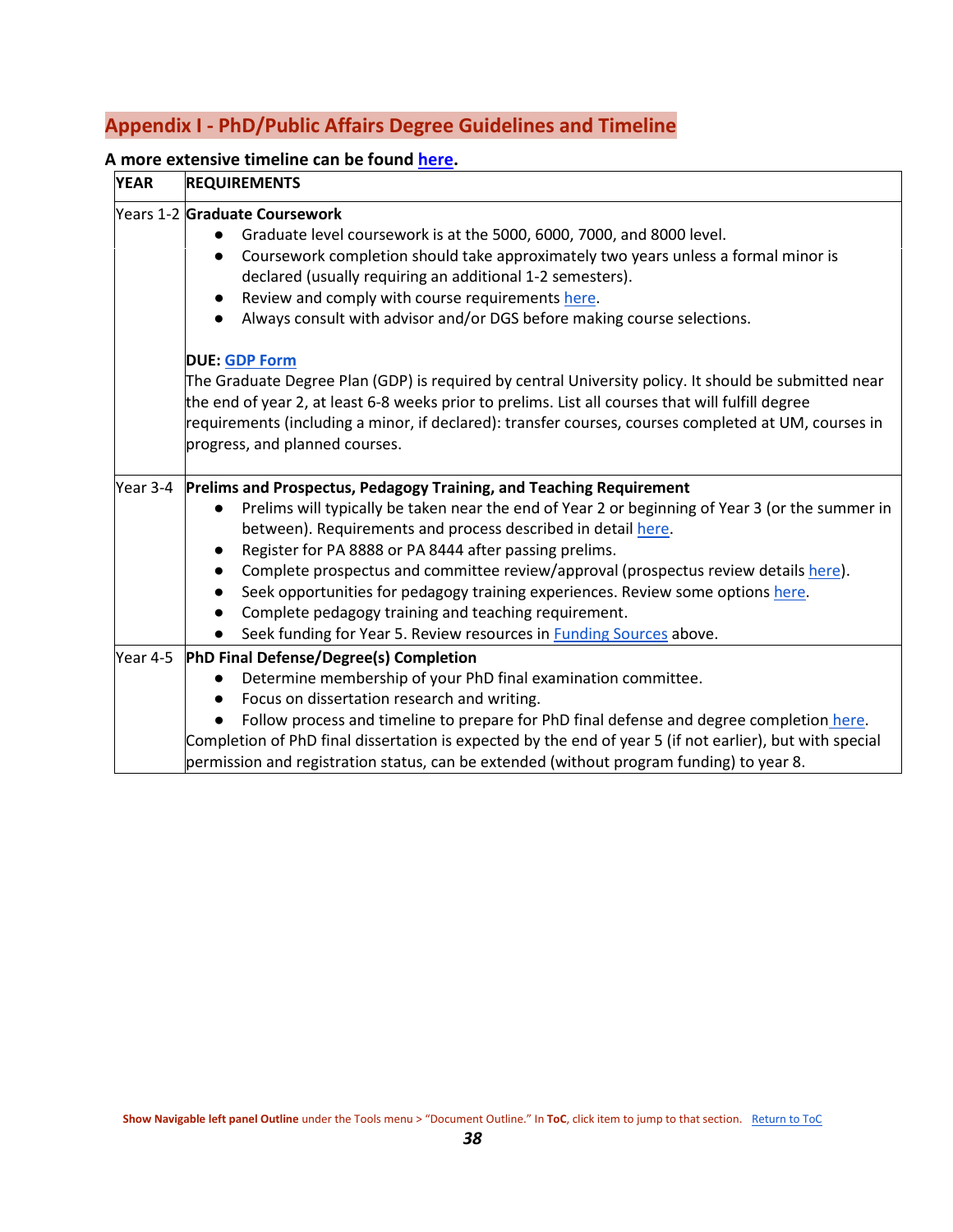## Appendix I - PhD/Public Affairs Degree Guidelines and Timeline

**A more extensive timeline can be found here.**

| YEAR | REQUIREMENTS |
|---|---|
| Years 1-2 | **Graduate Coursework**<br>• Graduate level coursework is at the 5000, 6000, 7000, and 8000 level.<br>• Coursework completion should take approximately two years unless a formal minor is declared (usually requiring an additional 1-2 semesters).<br>• Review and comply with course requirements here.<br>• Always consult with advisor and/or DGS before making course selections.<br><br>**DUE: GDP Form**<br>The Graduate Degree Plan (GDP) is required by central University policy. It should be submitted near the end of year 2, at least 6-8 weeks prior to prelims. List all courses that will fulfill degree requirements (including a minor, if declared): transfer courses, courses completed at UM, courses in progress, and planned courses. |
| Year 3-4 | **Prelims and Prospectus, Pedagogy Training, and Teaching Requirement**<br>• Prelims will typically be taken near the end of Year 2 or beginning of Year 3 (or the summer in between). Requirements and process described in detail here.<br>• Register for PA 8888 or PA 8444 after passing prelims.<br>• Complete prospectus and committee review/approval (prospectus review details here).<br>• Seek opportunities for pedagogy training experiences. Review some options here.<br>• Complete pedagogy training and teaching requirement.<br>• Seek funding for Year 5. Review resources in Funding Sources above. |
| Year 4-5 | **PhD Final Defense/Degree(s) Completion**<br>• Determine membership of your PhD final examination committee.<br>• Focus on dissertation research and writing.<br>• Follow process and timeline to prepare for PhD final defense and degree completion here.<br>Completion of PhD final dissertation is expected by the end of year 5 (if not earlier), but with special permission and registration status, can be extended (without program funding) to year 8. |